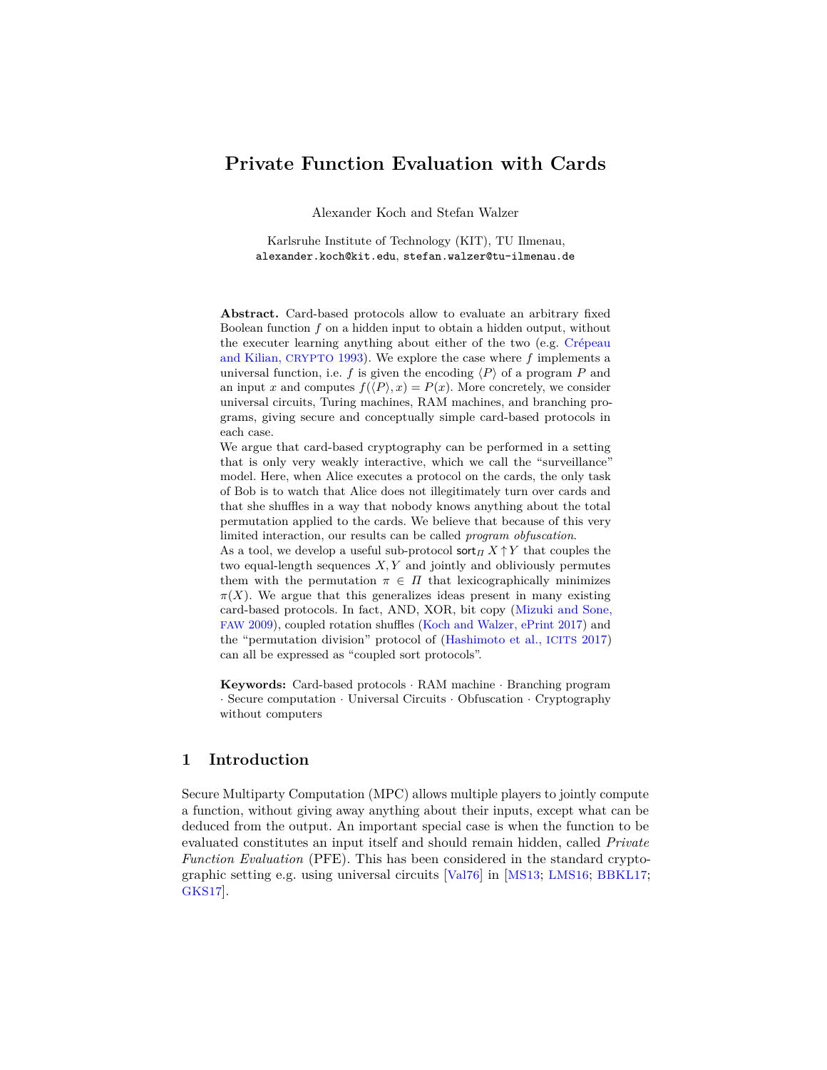# Private Function Evaluation with Cards

Alexander Koch and Stefan Walzer

Karlsruhe Institute of Technology (KIT), TU Ilmenau,
alexander.koch@kit.edu, stefan.walzer@tu-ilmenau.de

**Abstract.** Card-based protocols allow to evaluate an arbitrary fixed Boolean function $f$ on a hidden input to obtain a hidden output, without the executer learning anything about either of the two (e.g. Crépeau and Kilian, CRYPTO 1993). We explore the case where $f$ implements a universal function, i.e. $f$ is given the encoding $\langle P \rangle$ of a program $P$ and an input $x$ and computes $f(\langle P \rangle, x) = P(x)$. More concretely, we consider universal circuits, Turing machines, RAM machines, and branching programs, giving secure and conceptually simple card-based protocols in each case.

We argue that card-based cryptography can be performed in a setting that is only very weakly interactive, which we call the "surveillance" model. Here, when Alice executes a protocol on the cards, the only task of Bob is to watch that Alice does not illegitimately turn over cards and that she shuffles in a way that nobody knows anything about the total permutation applied to the cards. We believe that because of this very limited interaction, our results can be called *program obfuscation*.

As a tool, we develop a useful sub-protocol $\mathsf{sort}_\Pi\, X \!\uparrow\! Y$ that couples the two equal-length sequences $X, Y$ and jointly and obliviously permutes them with the permutation $\pi \in \Pi$ that lexicographically minimizes $\pi(X)$. We argue that this generalizes ideas present in many existing card-based protocols. In fact, AND, XOR, bit copy (Mizuki and Sone, FAW 2009), coupled rotation shuffles (Koch and Walzer, ePrint 2017) and the "permutation division" protocol of (Hashimoto et al., ICITS 2017) can all be expressed as "coupled sort protocols".

**Keywords:** Card-based protocols · RAM machine · Branching program · Secure computation · Universal Circuits · Obfuscation · Cryptography without computers

## 1 Introduction

Secure Multiparty Computation (MPC) allows multiple players to jointly compute a function, without giving away anything about their inputs, except what can be deduced from the output. An important special case is when the function to be evaluated constitutes an input itself and should remain hidden, called *Private Function Evaluation* (PFE). This has been considered in the standard cryptographic setting e.g. using universal circuits [Val76] in [MS13; LMS16; BBKL17; GKS17].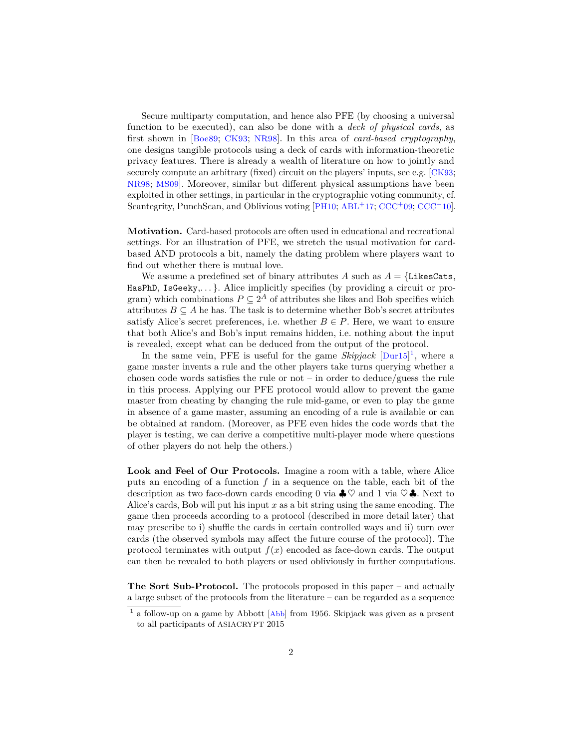Secure multiparty computation, and hence also PFE (by choosing a universal function to be executed), can also be done with a *deck of physical cards*, as first shown in [Boe89; CK93; NR98]. In this area of *card-based cryptography*, one designs tangible protocols using a deck of cards with information-theoretic privacy features. There is already a wealth of literature on how to jointly and securely compute an arbitrary (fixed) circuit on the players' inputs, see e.g. [CK93; NR98; MS09]. Moreover, similar but different physical assumptions have been exploited in other settings, in particular in the cryptographic voting community, cf. Scantegrity, PunchScan, and Oblivious voting [PH10; ABL+17; CCC+09; CCC+10].

**Motivation.** Card-based protocols are often used in educational and recreational settings. For an illustration of PFE, we stretch the usual motivation for card-based AND protocols a bit, namely the dating problem where players want to find out whether there is mutual love.

We assume a predefined set of binary attributes $A$ such as $A = \{$`LikesCats`, `HasPhD`, `IsGeeky`,...$\}$. Alice implicitly specifies (by providing a circuit or program) which combinations $P \subseteq 2^A$ of attributes she likes and Bob specifies which attributes $B \subseteq A$ he has. The task is to determine whether Bob's secret attributes satisfy Alice's secret preferences, i.e. whether $B \in P$. Here, we want to ensure that both Alice's and Bob's input remains hidden, i.e. nothing about the input is revealed, except what can be deduced from the output of the protocol.

In the same vein, PFE is useful for the game *Skipjack* [Dur15][1], where a game master invents a rule and the other players take turns querying whether a chosen code words satisfies the rule or not – in order to deduce/guess the rule in this process. Applying our PFE protocol would allow to prevent the game master from cheating by changing the rule mid-game, or even to play the game in absence of a game master, assuming an encoding of a rule is available or can be obtained at random. (Moreover, as PFE even hides the code words that the player is testing, we can derive a competitive multi-player mode where questions of other players do not help the others.)

**Look and Feel of Our Protocols.** Imagine a room with a table, where Alice puts an encoding of a function $f$ in a sequence on the table, each bit of the description as two face-down cards encoding 0 via $\clubsuit\heartsuit$ and 1 via $\heartsuit\clubsuit$. Next to Alice's cards, Bob will put his input $x$ as a bit string using the same encoding. The game then proceeds according to a protocol (described in more detail later) that may prescribe to i) shuffle the cards in certain controlled ways and ii) turn over cards (the observed symbols may affect the future course of the protocol). The protocol terminates with output $f(x)$ encoded as face-down cards. The output can then be revealed to both players or used obliviously in further computations.

**The Sort Sub-Protocol.** The protocols proposed in this paper – and actually a large subset of the protocols from the literature – can be regarded as a sequence

[1] a follow-up on a game by Abbott [Abb] from 1956. Skipjack was given as a present to all participants of ASIACRYPT 2015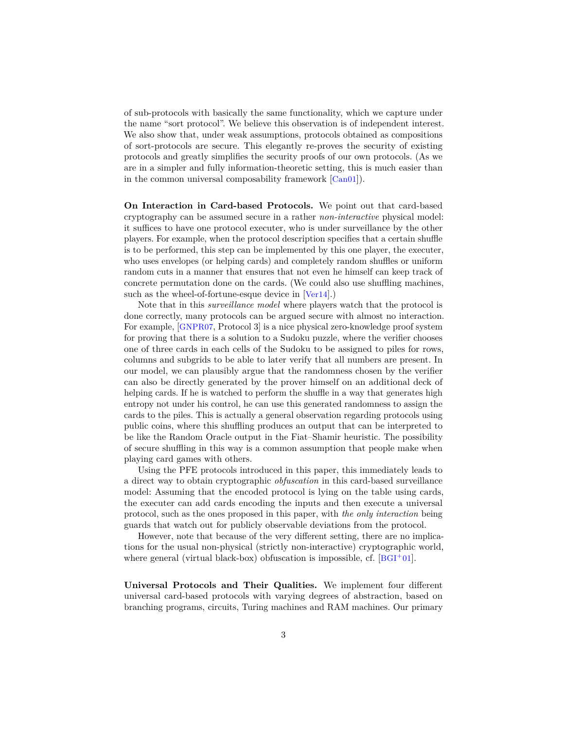of sub-protocols with basically the same functionality, which we capture under the name "sort protocol". We believe this observation is of independent interest. We also show that, under weak assumptions, protocols obtained as compositions of sort-protocols are secure. This elegantly re-proves the security of existing protocols and greatly simplifies the security proofs of our own protocols. (As we are in a simpler and fully information-theoretic setting, this is much easier than in the common universal composability framework [Can01]).

**On Interaction in Card-based Protocols.** We point out that card-based cryptography can be assumed secure in a rather *non-interactive* physical model: it suffices to have one protocol executer, who is under surveillance by the other players. For example, when the protocol description specifies that a certain shuffle is to be performed, this step can be implemented by this one player, the executer, who uses envelopes (or helping cards) and completely random shuffles or uniform random cuts in a manner that ensures that not even he himself can keep track of concrete permutation done on the cards. (We could also use shuffling machines, such as the wheel-of-fortune-esque device in [Ver14].)

Note that in this *surveillance model* where players watch that the protocol is done correctly, many protocols can be argued secure with almost no interaction. For example, [GNPR07, Protocol 3] is a nice physical zero-knowledge proof system for proving that there is a solution to a Sudoku puzzle, where the verifier chooses one of three cards in each cells of the Sudoku to be assigned to piles for rows, columns and subgrids to be able to later verify that all numbers are present. In our model, we can plausibly argue that the randomness chosen by the verifier can also be directly generated by the prover himself on an additional deck of helping cards. If he is watched to perform the shuffle in a way that generates high entropy not under his control, he can use this generated randomness to assign the cards to the piles. This is actually a general observation regarding protocols using public coins, where this shuffling produces an output that can be interpreted to be like the Random Oracle output in the Fiat–Shamir heuristic. The possibility of secure shuffling in this way is a common assumption that people make when playing card games with others.

Using the PFE protocols introduced in this paper, this immediately leads to a direct way to obtain cryptographic *obfuscation* in this card-based surveillance model: Assuming that the encoded protocol is lying on the table using cards, the executer can add cards encoding the inputs and then execute a universal protocol, such as the ones proposed in this paper, with *the only interaction* being guards that watch out for publicly observable deviations from the protocol.

However, note that because of the very different setting, there are no implications for the usual non-physical (strictly non-interactive) cryptographic world, where general (virtual black-box) obfuscation is impossible, cf. [BGI+01].

**Universal Protocols and Their Qualities.** We implement four different universal card-based protocols with varying degrees of abstraction, based on branching programs, circuits, Turing machines and RAM machines. Our primary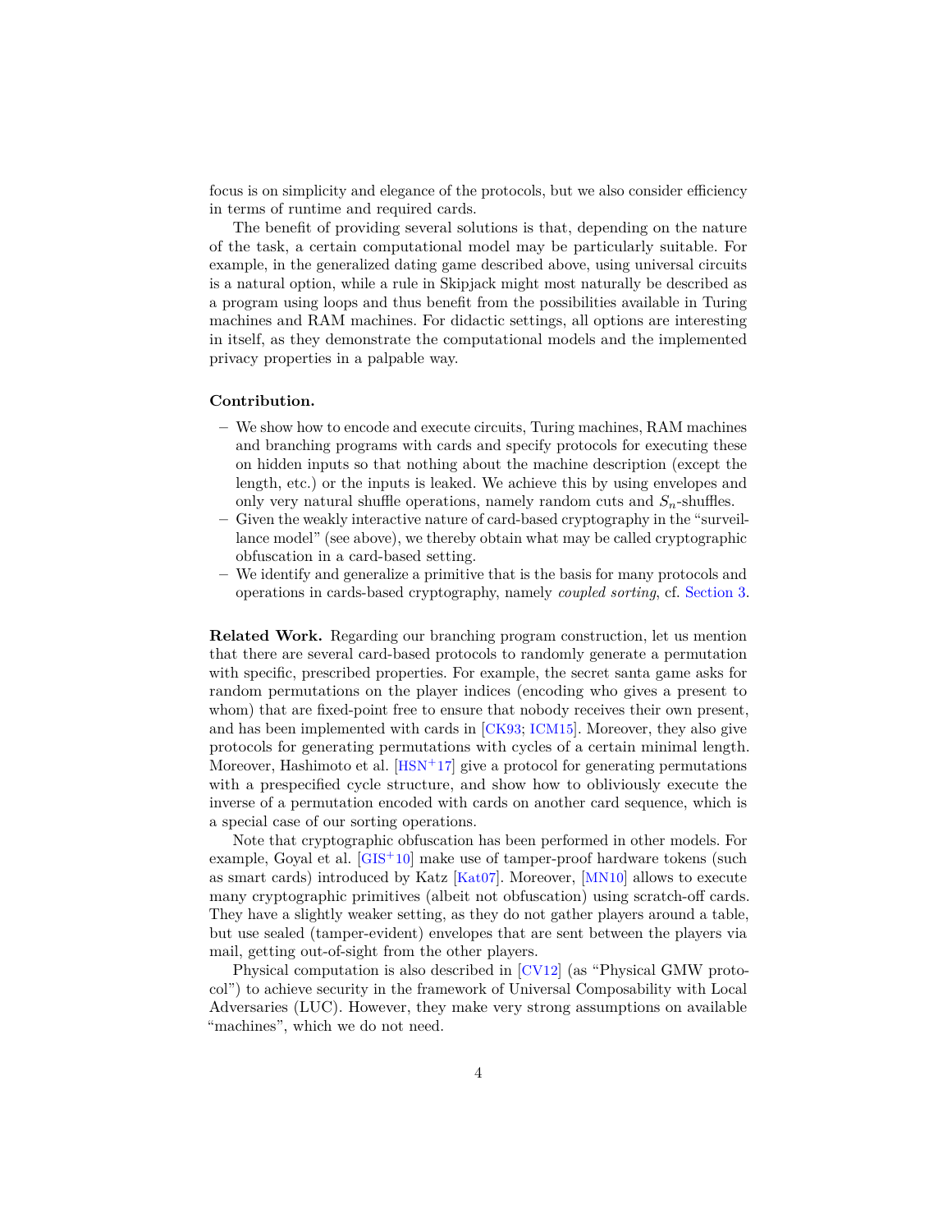focus is on simplicity and elegance of the protocols, but we also consider efficiency in terms of runtime and required cards.

The benefit of providing several solutions is that, depending on the nature of the task, a certain computational model may be particularly suitable. For example, in the generalized dating game described above, using universal circuits is a natural option, while a rule in Skipjack might most naturally be described as a program using loops and thus benefit from the possibilities available in Turing machines and RAM machines. For didactic settings, all options are interesting in itself, as they demonstrate the computational models and the implemented privacy properties in a palpable way.

**Contribution.**

- We show how to encode and execute circuits, Turing machines, RAM machines and branching programs with cards and specify protocols for executing these on hidden inputs so that nothing about the machine description (except the length, etc.) or the inputs is leaked. We achieve this by using envelopes and only very natural shuffle operations, namely random cuts and $S_n$-shuffles.
- Given the weakly interactive nature of card-based cryptography in the "surveillance model" (see above), we thereby obtain what may be called cryptographic obfuscation in a card-based setting.
- We identify and generalize a primitive that is the basis for many protocols and operations in cards-based cryptography, namely *coupled sorting*, cf. Section 3.

**Related Work.** Regarding our branching program construction, let us mention that there are several card-based protocols to randomly generate a permutation with specific, prescribed properties. For example, the secret santa game asks for random permutations on the player indices (encoding who gives a present to whom) that are fixed-point free to ensure that nobody receives their own present, and has been implemented with cards in [CK93; ICM15]. Moreover, they also give protocols for generating permutations with cycles of a certain minimal length. Moreover, Hashimoto et al. [HSN+17] give a protocol for generating permutations with a prespecified cycle structure, and show how to obliviously execute the inverse of a permutation encoded with cards on another card sequence, which is a special case of our sorting operations.

Note that cryptographic obfuscation has been performed in other models. For example, Goyal et al. [GIS+10] make use of tamper-proof hardware tokens (such as smart cards) introduced by Katz [Kat07]. Moreover, [MN10] allows to execute many cryptographic primitives (albeit not obfuscation) using scratch-off cards. They have a slightly weaker setting, as they do not gather players around a table, but use sealed (tamper-evident) envelopes that are sent between the players via mail, getting out-of-sight from the other players.

Physical computation is also described in [CV12] (as "Physical GMW protocol") to achieve security in the framework of Universal Composability with Local Adversaries (LUC). However, they make very strong assumptions on available "machines", which we do not need.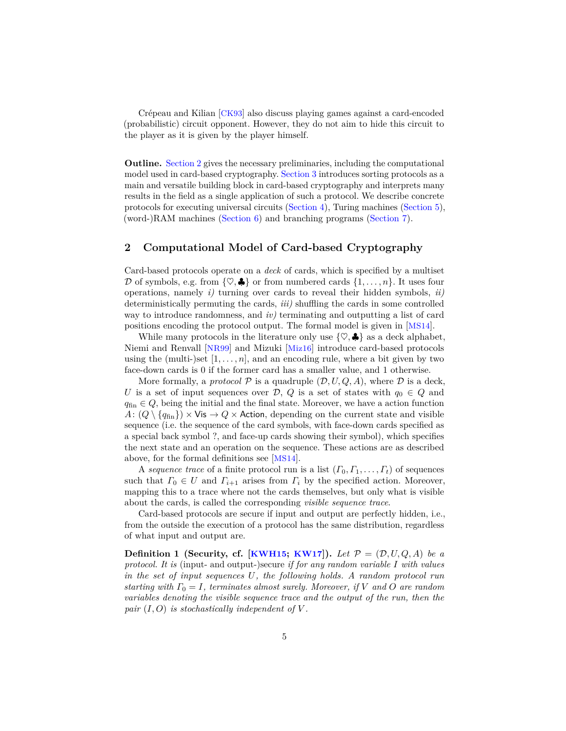Crépeau and Kilian [CK93] also discuss playing games against a card-encoded (probabilistic) circuit opponent. However, they do not aim to hide this circuit to the player as it is given by the player himself.

**Outline.** Section 2 gives the necessary preliminaries, including the computational model used in card-based cryptography. Section 3 introduces sorting protocols as a main and versatile building block in card-based cryptography and interprets many results in the field as a single application of such a protocol. We describe concrete protocols for executing universal circuits (Section 4), Turing machines (Section 5), (word-)RAM machines (Section 6) and branching programs (Section 7).

## 2 Computational Model of Card-based Cryptography

Card-based protocols operate on a *deck* of cards, which is specified by a multiset $\mathcal{D}$ of symbols, e.g. from $\{\heartsuit, \clubsuit\}$ or from numbered cards $\{1, \ldots, n\}$. It uses four operations, namely *i)* turning over cards to reveal their hidden symbols, *ii)* deterministically permuting the cards, *iii)* shuffling the cards in some controlled way to introduce randomness, and *iv)* terminating and outputting a list of card positions encoding the protocol output. The formal model is given in [MS14].

While many protocols in the literature only use $\{\heartsuit, \clubsuit\}$ as a deck alphabet, Niemi and Renvall [NR99] and Mizuki [Miz16] introduce card-based protocols using the (multi-)set $[1, \ldots, n]$, and an encoding rule, where a bit given by two face-down cards is 0 if the former card has a smaller value, and 1 otherwise.

More formally, a *protocol* $\mathcal{P}$ is a quadruple $(\mathcal{D}, U, Q, A)$, where $\mathcal{D}$ is a deck, $U$ is a set of input sequences over $\mathcal{D}$, $Q$ is a set of states with $q_0 \in Q$ and $q_{\text{fin}} \in Q$, being the initial and the final state. Moreover, we have a action function $A\colon (Q \setminus \{q_{\text{fin}}\}) \times \mathsf{Vis} \to Q \times \mathsf{Action}$, depending on the current state and visible sequence (i.e. the sequence of the card symbols, with face-down cards specified as a special back symbol ?, and face-up cards showing their symbol), which specifies the next state and an operation on the sequence. These actions are as described above, for the formal definitions see [MS14].

A *sequence trace* of a finite protocol run is a list $(\Gamma_0, \Gamma_1, \ldots, \Gamma_t)$ of sequences such that $\Gamma_0 \in U$ and $\Gamma_{i+1}$ arises from $\Gamma_i$ by the specified action. Moreover, mapping this to a trace where not the cards themselves, but only what is visible about the cards, is called the corresponding *visible sequence trace*.

Card-based protocols are secure if input and output are perfectly hidden, i.e., from the outside the execution of a protocol has the same distribution, regardless of what input and output are.

**Definition 1 (Security, cf. [KWH15; KW17]).** *Let $\mathcal{P} = (\mathcal{D}, U, Q, A)$ be a protocol. It is* (input- and output-)secure *if for any random variable $I$ with values in the set of input sequences $U$, the following holds. A random protocol run starting with $\Gamma_0 = I$, terminates almost surely. Moreover, if $V$ and $O$ are random variables denoting the visible sequence trace and the output of the run, then the pair $(I, O)$ is stochastically independent of $V$.*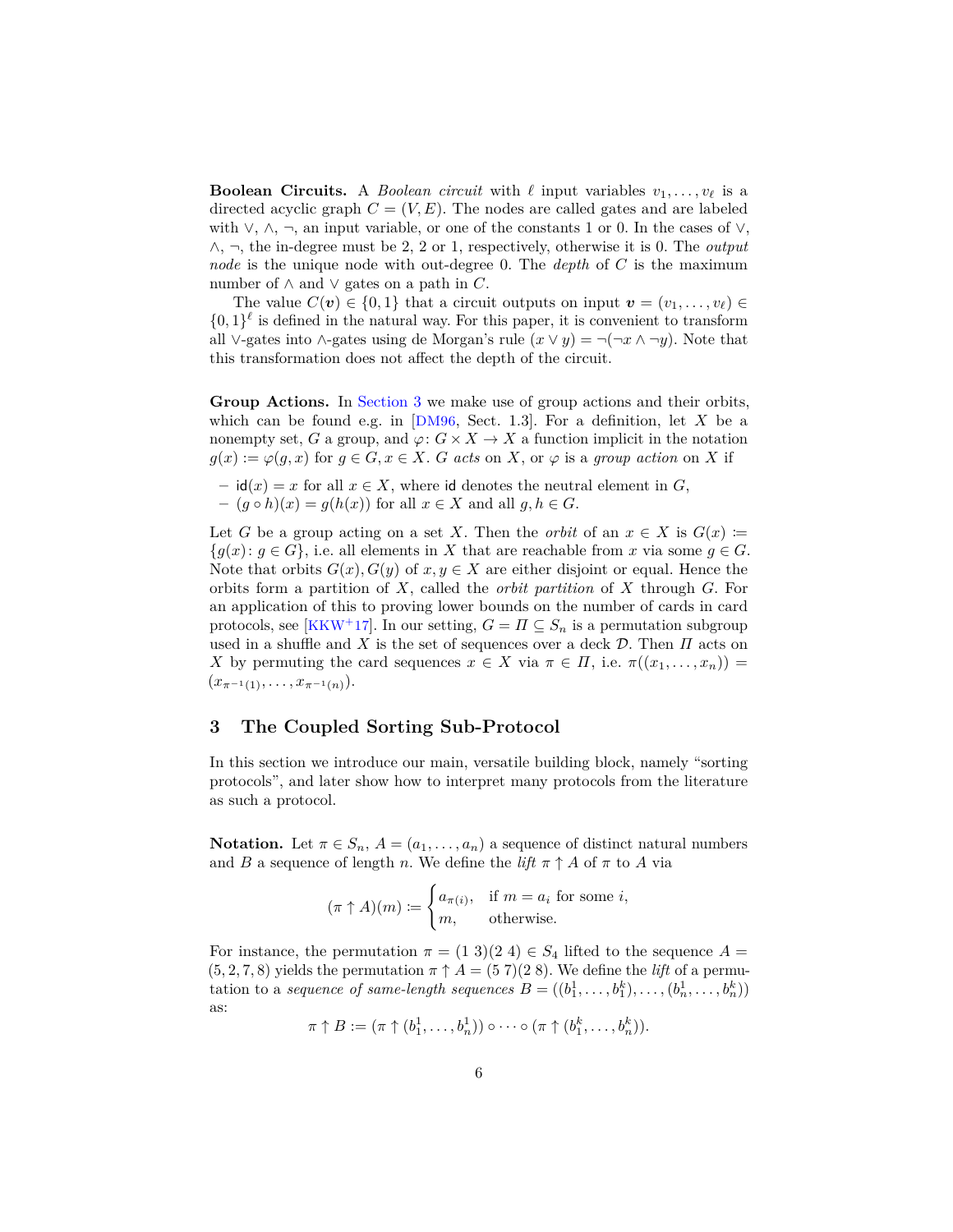**Boolean Circuits.** A *Boolean circuit* with $\ell$ input variables $v_1, \dots, v_\ell$ is a directed acyclic graph $C = (V, E)$. The nodes are called gates and are labeled with $\vee$, $\wedge$, $\neg$, an input variable, or one of the constants 1 or 0. In the cases of $\vee$, $\wedge$, $\neg$, the in-degree must be 2, 2 or 1, respectively, otherwise it is 0. The *output node* is the unique node with out-degree 0. The *depth* of $C$ is the maximum number of $\wedge$ and $\vee$ gates on a path in $C$.

The value $C(\boldsymbol{v}) \in \{0, 1\}$ that a circuit outputs on input $\boldsymbol{v} = (v_1, \dots, v_\ell) \in \{0, 1\}^\ell$ is defined in the natural way. For this paper, it is convenient to transform all $\vee$-gates into $\wedge$-gates using de Morgan's rule $(x \vee y) = \neg(\neg x \wedge \neg y)$. Note that this transformation does not affect the depth of the circuit.

**Group Actions.** In Section 3 we make use of group actions and their orbits, which can be found e.g. in [DM96, Sect. 1.3]. For a definition, let $X$ be a nonempty set, $G$ a group, and $\varphi \colon G \times X \to X$ a function implicit in the notation $g(x) := \varphi(g, x)$ for $g \in G, x \in X$. $G$ *acts* on $X$, or $\varphi$ is a *group action* on $X$ if

- $\mathsf{id}(x) = x$ for all $x \in X$, where $\mathsf{id}$ denotes the neutral element in $G$,
- $(g \circ h)(x) = g(h(x))$ for all $x \in X$ and all $g, h \in G$.

Let $G$ be a group acting on a set $X$. Then the *orbit* of an $x \in X$ is $G(x) := \{g(x) \colon g \in G\}$, i.e. all elements in $X$ that are reachable from $x$ via some $g \in G$. Note that orbits $G(x), G(y)$ of $x, y \in X$ are either disjoint or equal. Hence the orbits form a partition of $X$, called the *orbit partition* of $X$ through $G$. For an application of this to proving lower bounds on the number of cards in card protocols, see [KKW+17]. In our setting, $G = \Pi \subseteq S_n$ is a permutation subgroup used in a shuffle and $X$ is the set of sequences over a deck $\mathcal{D}$. Then $\Pi$ acts on $X$ by permuting the card sequences $x \in X$ via $\pi \in \Pi$, i.e. $\pi((x_1, \dots, x_n)) = (x_{\pi^{-1}(1)}, \dots, x_{\pi^{-1}(n)})$.

## 3 The Coupled Sorting Sub-Protocol

In this section we introduce our main, versatile building block, namely "sorting protocols", and later show how to interpret many protocols from the literature as such a protocol.

**Notation.** Let $\pi \in S_n$, $A = (a_1, \dots, a_n)$ a sequence of distinct natural numbers and $B$ a sequence of length $n$. We define the *lift* $\pi \uparrow A$ of $\pi$ to $A$ via

$$(\pi \uparrow A)(m) := \begin{cases} a_{\pi(i)}, & \text{if } m = a_i \text{ for some } i, \\ m, & \text{otherwise.} \end{cases}$$

For instance, the permutation $\pi = (1\ 3)(2\ 4) \in S_4$ lifted to the sequence $A = (5, 2, 7, 8)$ yields the permutation $\pi \uparrow A = (5\ 7)(2\ 8)$. We define the *lift* of a permutation to a *sequence of same-length sequences* $B = ((b_1^1, \dots, b_1^k), \dots, (b_n^1, \dots, b_n^k))$ as:

$$\pi \uparrow B := (\pi \uparrow (b_1^1, \dots, b_n^1)) \circ \dots \circ (\pi \uparrow (b_1^k, \dots, b_n^k)).$$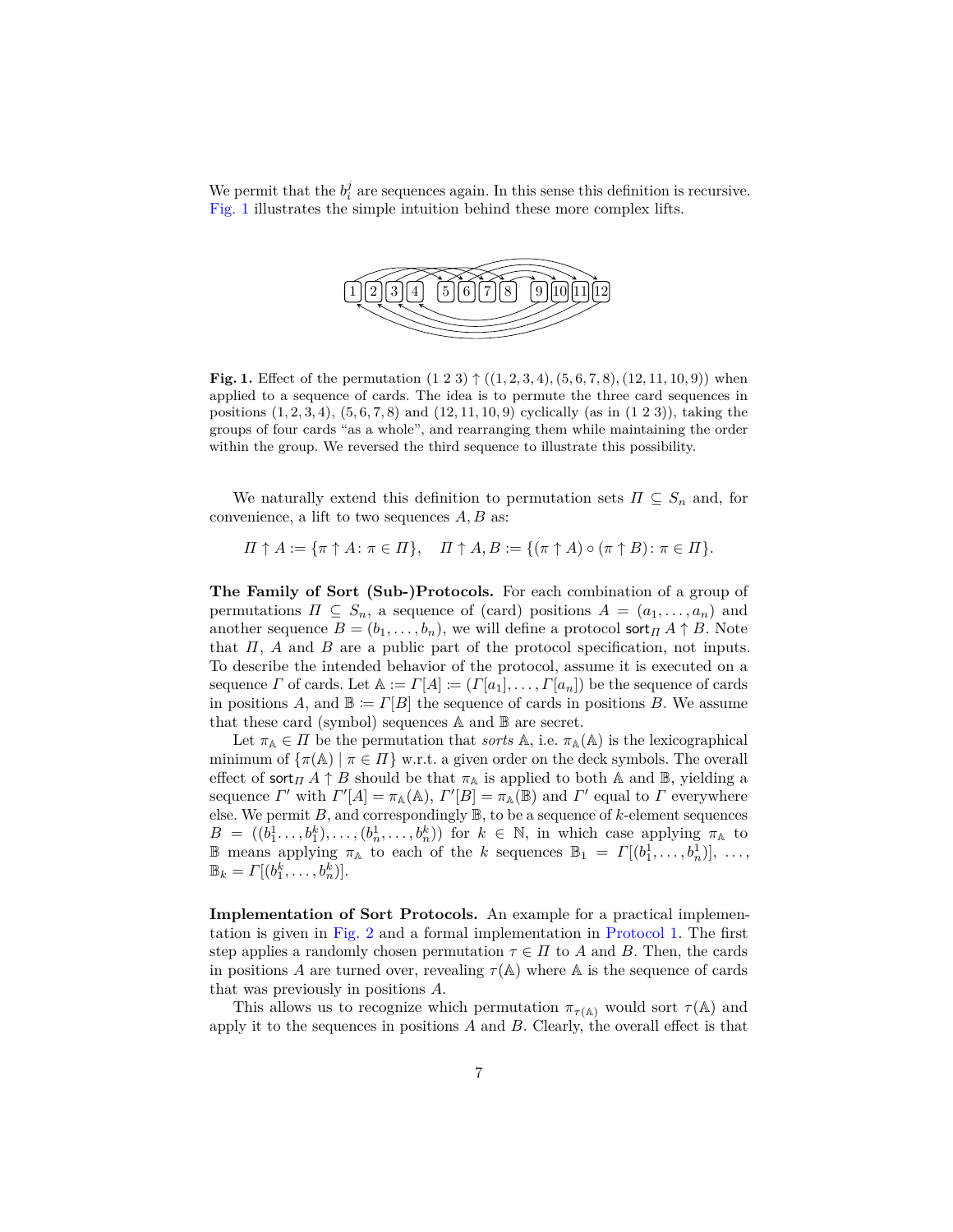We permit that the $b_i^j$ are sequences again. In this sense this definition is recursive. Fig. 1 illustrates the simple intuition behind these more complex lifts.

**Fig. 1.** Effect of the permutation $(1\ 2\ 3) \uparrow ((1,2,3,4),(5,6,7,8),(12,11,10,9))$ when applied to a sequence of cards. The idea is to permute the three card sequences in positions $(1,2,3,4)$, $(5,6,7,8)$ and $(12,11,10,9)$ cyclically (as in $(1\ 2\ 3)$), taking the groups of four cards "as a whole", and rearranging them while maintaining the order within the group. We reversed the third sequence to illustrate this possibility.

We naturally extend this definition to permutation sets $\Pi \subseteq S_n$ and, for convenience, a lift to two sequences $A, B$ as:

$$\Pi \uparrow A := \{\pi \uparrow A : \pi \in \Pi\}, \quad \Pi \uparrow A, B := \{(\pi \uparrow A) \circ (\pi \uparrow B) : \pi \in \Pi\}.$$

**The Family of Sort (Sub-)Protocols.** For each combination of a group of permutations $\Pi \subseteq S_n$, a sequence of (card) positions $A = (a_1, \ldots, a_n)$ and another sequence $B = (b_1, \ldots, b_n)$, we will define a protocol $\mathsf{sort}_\Pi\, A \uparrow B$. Note that $\Pi$, $A$ and $B$ are a public part of the protocol specification, not inputs. To describe the intended behavior of the protocol, assume it is executed on a sequence $\Gamma$ of cards. Let $\mathbb{A} := \Gamma[A] := (\Gamma[a_1], \ldots, \Gamma[a_n])$ be the sequence of cards in positions $A$, and $\mathbb{B} := \Gamma[B]$ the sequence of cards in positions $B$. We assume that these card (symbol) sequences $\mathbb{A}$ and $\mathbb{B}$ are secret.

Let $\pi_{\mathbb{A}} \in \Pi$ be the permutation that *sorts* $\mathbb{A}$, i.e. $\pi_{\mathbb{A}}(\mathbb{A})$ is the lexicographical minimum of $\{\pi(\mathbb{A}) \mid \pi \in \Pi\}$ w.r.t. a given order on the deck symbols. The overall effect of $\mathsf{sort}_\Pi\, A \uparrow B$ should be that $\pi_{\mathbb{A}}$ is applied to both $\mathbb{A}$ and $\mathbb{B}$, yielding a sequence $\Gamma'$ with $\Gamma'[A] = \pi_{\mathbb{A}}(\mathbb{A})$, $\Gamma'[B] = \pi_{\mathbb{A}}(\mathbb{B})$ and $\Gamma'$ equal to $\Gamma$ everywhere else. We permit $B$, and correspondingly $\mathbb{B}$, to be a sequence of $k$-element sequences $B = ((b_1^1 \ldots, b_1^k), \ldots, (b_n^1, \ldots, b_n^k))$ for $k \in \mathbb{N}$, in which case applying $\pi_{\mathbb{A}}$ to $\mathbb{B}$ means applying $\pi_{\mathbb{A}}$ to each of the $k$ sequences $\mathbb{B}_1 = \Gamma[(b_1^1, \ldots, b_n^1)]$, $\ldots$, $\mathbb{B}_k = \Gamma[(b_1^k, \ldots, b_n^k)]$.

**Implementation of Sort Protocols.** An example for a practical implementation is given in Fig. 2 and a formal implementation in Protocol 1. The first step applies a randomly chosen permutation $\tau \in \Pi$ to $A$ and $B$. Then, the cards in positions $A$ are turned over, revealing $\tau(\mathbb{A})$ where $\mathbb{A}$ is the sequence of cards that was previously in positions $A$.

This allows us to recognize which permutation $\pi_{\tau(\mathbb{A})}$ would sort $\tau(\mathbb{A})$ and apply it to the sequences in positions $A$ and $B$. Clearly, the overall effect is that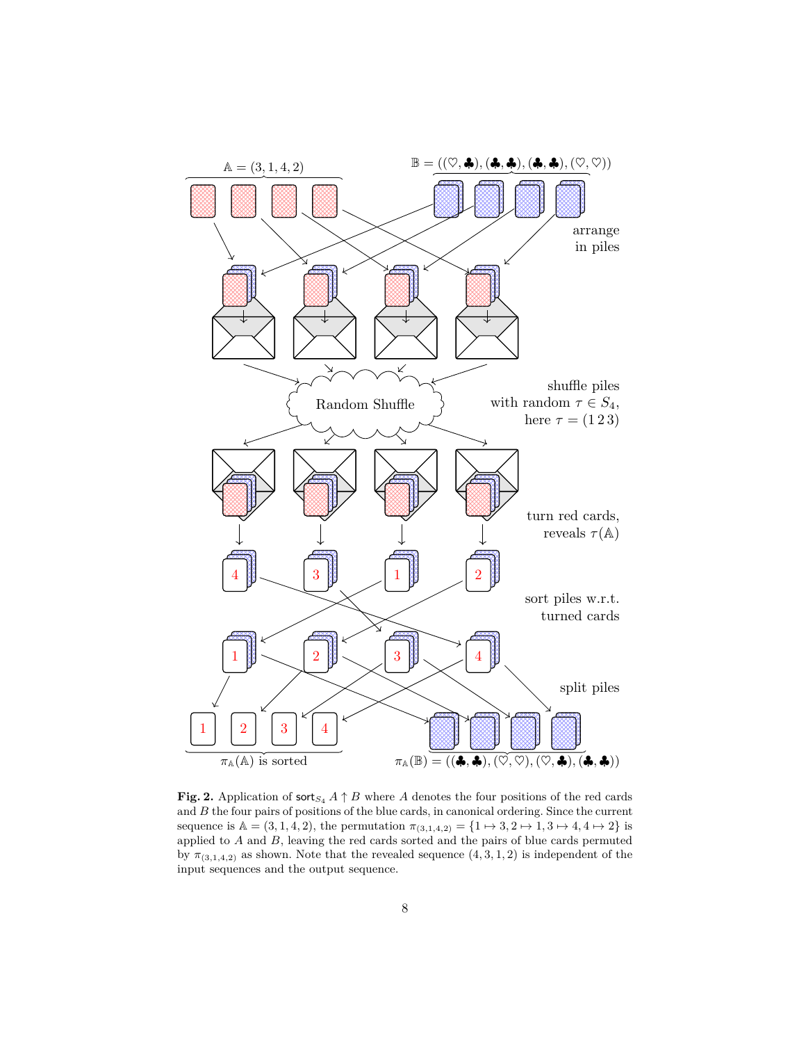$\mathbb{A} = (3, 1, 4, 2)$

$\mathbb{B} = ((\heartsuit, \clubsuit), (\clubsuit, \clubsuit), (\clubsuit, \clubsuit), (\heartsuit, \heartsuit))$

arrange in piles

Random Shuffle

shuffle piles with random $\tau \in S_4$, here $\tau = (1\,2\,3)$

turn red cards, reveals $\tau(\mathbb{A})$

sort piles w.r.t. turned cards

split piles

$\pi_{\mathbb{A}}(\mathbb{A})$ is sorted

$\pi_{\mathbb{A}}(\mathbb{B}) = ((\clubsuit, \clubsuit), (\heartsuit, \heartsuit), (\heartsuit, \clubsuit), (\clubsuit, \clubsuit))$

**Fig. 2.** Application of $\mathsf{sort}_{S_4}\, A \uparrow B$ where $A$ denotes the four positions of the red cards and $B$ the four pairs of positions of the blue cards, in canonical ordering. Since the current sequence is $\mathbb{A} = (3, 1, 4, 2)$, the permutation $\pi_{(3,1,4,2)} = \{1 \mapsto 3, 2 \mapsto 1, 3 \mapsto 4, 4 \mapsto 2\}$ is applied to $A$ and $B$, leaving the red cards sorted and the pairs of blue cards permuted by $\pi_{(3,1,4,2)}$ as shown. Note that the revealed sequence $(4, 3, 1, 2)$ is independent of the input sequences and the output sequence.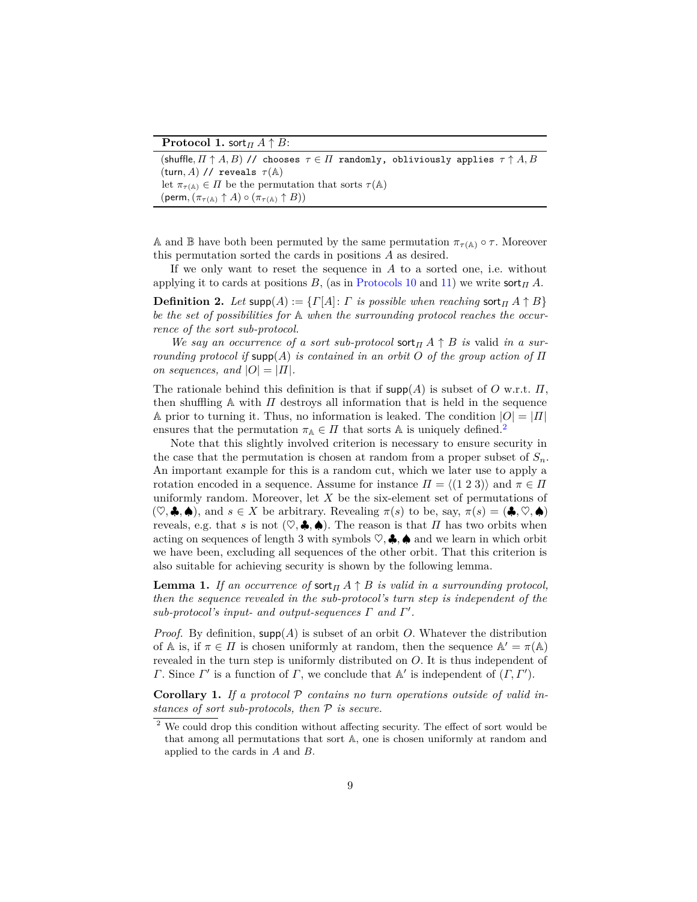**Protocol 1.** $\mathsf{sort}_\Pi\ A \uparrow B$:

```
(shuffle, Π ↑ A, B) // chooses τ ∈ Π randomly, obliviously applies τ ↑ A, B
(turn, A) // reveals τ(𝔸)
let π_τ(𝔸) ∈ Π be the permutation that sorts τ(𝔸)
(perm, (π_τ(𝔸) ↑ A) ∘ (π_τ(𝔸) ↑ B))
```

$\mathbb{A}$ and $\mathbb{B}$ have both been permuted by the same permutation $\pi_{\tau(\mathbb{A})} \circ \tau$. Moreover this permutation sorted the cards in positions $A$ as desired.

If we only want to reset the sequence in $A$ to a sorted one, i.e. without applying it to cards at positions $B$, (as in Protocols 10 and 11) we write $\mathsf{sort}_\Pi\ A$.

**Definition 2.** *Let* $\mathsf{supp}(A) := \{\Gamma[A] \colon \Gamma$ *is possible when reaching* $\mathsf{sort}_\Pi\ A \uparrow B\}$ *be the set of possibilities for* $\mathbb{A}$ *when the surrounding protocol reaches the occurrence of the sort sub-protocol.*

*We say an occurrence of a sort sub-protocol* $\mathsf{sort}_\Pi\ A \uparrow B$ *is* valid *in a surrounding protocol if* $\mathsf{supp}(A)$ *is contained in an orbit* $O$ *of the group action of* $\Pi$ *on sequences, and* $|O| = |\Pi|$.

The rationale behind this definition is that if $\mathsf{supp}(A)$ is subset of $O$ w.r.t. $\Pi$, then shuffling $\mathbb{A}$ with $\Pi$ destroys all information that is held in the sequence $\mathbb{A}$ prior to turning it. Thus, no information is leaked. The condition $|O| = |\Pi|$ ensures that the permutation $\pi_{\mathbb{A}} \in \Pi$ that sorts $\mathbb{A}$ is uniquely defined.[2]

Note that this slightly involved criterion is necessary to ensure security in the case that the permutation is chosen at random from a proper subset of $S_n$. An important example for this is a random cut, which we later use to apply a rotation encoded in a sequence. Assume for instance $\Pi = \langle (1\ 2\ 3) \rangle$ and $\pi \in \Pi$ uniformly random. Moreover, let $X$ be the six-element set of permutations of $(\heartsuit, \clubsuit, \spadesuit)$, and $s \in X$ be arbitrary. Revealing $\pi(s)$ to be, say, $\pi(s) = (\clubsuit, \heartsuit, \spadesuit)$ reveals, e.g. that $s$ is not $(\heartsuit, \clubsuit, \spadesuit)$. The reason is that $\Pi$ has two orbits when acting on sequences of length 3 with symbols $\heartsuit, \clubsuit, \spadesuit$ and we learn in which orbit we have been, excluding all sequences of the other orbit. That this criterion is also suitable for achieving security is shown by the following lemma.

**Lemma 1.** *If an occurrence of* $\mathsf{sort}_\Pi\ A \uparrow B$ *is valid in a surrounding protocol, then the sequence revealed in the sub-protocol's turn step is independent of the sub-protocol's input- and output-sequences* $\Gamma$ *and* $\Gamma'$.

*Proof.* By definition, $\mathsf{supp}(A)$ is subset of an orbit $O$. Whatever the distribution of $\mathbb{A}$ is, if $\pi \in \Pi$ is chosen uniformly at random, then the sequence $\mathbb{A}' = \pi(\mathbb{A})$ revealed in the turn step is uniformly distributed on $O$. It is thus independent of $\Gamma$. Since $\Gamma'$ is a function of $\Gamma$, we conclude that $\mathbb{A}'$ is independent of $(\Gamma, \Gamma')$.

**Corollary 1.** *If a protocol* $\mathcal{P}$ *contains no turn operations outside of valid instances of sort sub-protocols, then* $\mathcal{P}$ *is secure.*

[2] We could drop this condition without affecting security. The effect of sort would be that among all permutations that sort $\mathbb{A}$, one is chosen uniformly at random and applied to the cards in $A$ and $B$.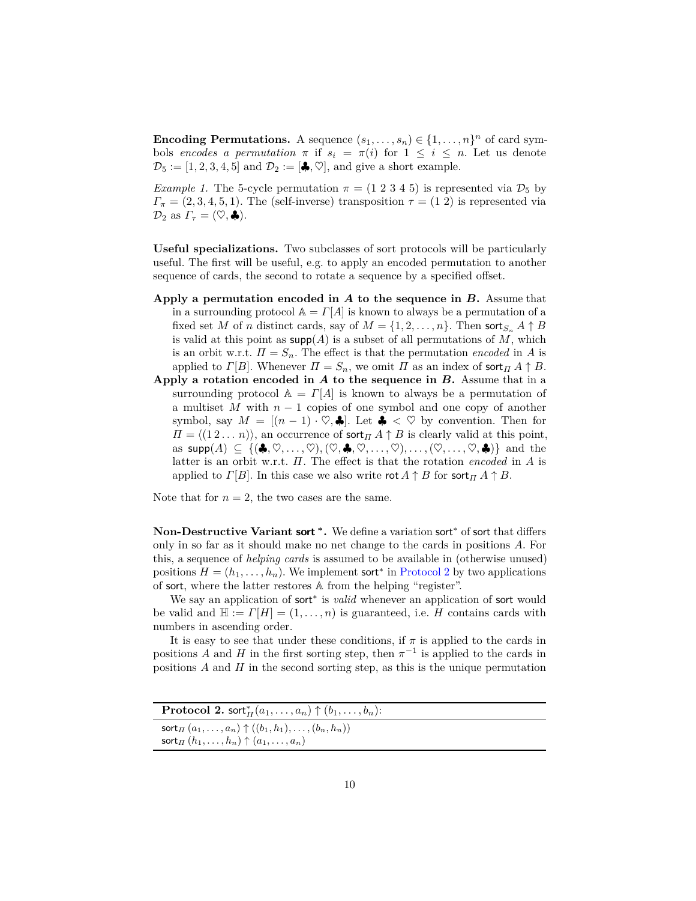**Encoding Permutations.** A sequence $(s_1, \ldots, s_n) \in \{1, \ldots, n\}^n$ of card symbols *encodes a permutation* $\pi$ if $s_i = \pi(i)$ for $1 \leq i \leq n$. Let us denote $\mathcal{D}_5 := [1, 2, 3, 4, 5]$ and $\mathcal{D}_2 := [♣, ♡]$, and give a short example.

*Example 1.* The 5-cycle permutation $\pi = (1\ 2\ 3\ 4\ 5)$ is represented via $\mathcal{D}_5$ by $\Gamma_\pi = (2, 3, 4, 5, 1)$. The (self-inverse) transposition $\tau = (1\ 2)$ is represented via $\mathcal{D}_2$ as $\Gamma_\tau = (♡, ♣)$.

**Useful specializations.** Two subclasses of sort protocols will be particularly useful. The first will be useful, e.g. to apply an encoded permutation to another sequence of cards, the second to rotate a sequence by a specified offset.

**Apply a permutation encoded in $A$ to the sequence in $B$.** Assume that in a surrounding protocol $\mathbb{A} = \Gamma[A]$ is known to always be a permutation of a fixed set $M$ of $n$ distinct cards, say of $M = \{1, 2, \ldots, n\}$. Then $\mathsf{sort}_{S_n}\, A \uparrow B$ is valid at this point as $\mathsf{supp}(A)$ is a subset of all permutations of $M$, which is an orbit w.r.t. $\Pi = S_n$. The effect is that the permutation *encoded* in $A$ is applied to $\Gamma[B]$. Whenever $\Pi = S_n$, we omit $\Pi$ as an index of $\mathsf{sort}_\Pi\, A \uparrow B$.

**Apply a rotation encoded in $A$ to the sequence in $B$.** Assume that in a surrounding protocol $\mathbb{A} = \Gamma[A]$ is known to always be a permutation of a multiset $M$ with $n-1$ copies of one symbol and one copy of another symbol, say $M = [(n-1) \cdot ♡, ♣]$. Let $♣ < ♡$ by convention. Then for $\Pi = \langle (1\,2\ldots n) \rangle$, an occurrence of $\mathsf{sort}_\Pi\, A \uparrow B$ is clearly valid at this point, as $\mathsf{supp}(A) \subseteq \{(♣, ♡, \ldots, ♡), (♡, ♣, ♡, \ldots, ♡), \ldots, (♡, \ldots, ♡, ♣)\}$ and the latter is an orbit w.r.t. $\Pi$. The effect is that the rotation *encoded* in $A$ is applied to $\Gamma[B]$. In this case we also write $\mathsf{rot}\, A \uparrow B$ for $\mathsf{sort}_\Pi\, A \uparrow B$.

Note that for $n = 2$, the two cases are the same.

**Non-Destructive Variant $\mathsf{sort}^*$.** We define a variation $\mathsf{sort}^*$ of $\mathsf{sort}$ that differs only in so far as it should make no net change to the cards in positions $A$. For this, a sequence of *helping cards* is assumed to be available in (otherwise unused) positions $H = (h_1, \ldots, h_n)$. We implement $\mathsf{sort}^*$ in Protocol 2 by two applications of $\mathsf{sort}$, where the latter restores $\mathbb{A}$ from the helping "register".

We say an application of $\mathsf{sort}^*$ is *valid* whenever an application of $\mathsf{sort}$ would be valid and $\mathbb{H} := \Gamma[H] = (1, \ldots, n)$ is guaranteed, i.e. $H$ contains cards with numbers in ascending order.

It is easy to see that under these conditions, if $\pi$ is applied to the cards in positions $A$ and $H$ in the first sorting step, then $\pi^{-1}$ is applied to the cards in positions $A$ and $H$ in the second sorting step, as this is the unique permutation

**Protocol 2.** $\mathsf{sort}^*_\Pi(a_1, \ldots, a_n) \uparrow (b_1, \ldots, b_n)$:

$\mathsf{sort}_\Pi\, (a_1, \ldots, a_n) \uparrow ((b_1, h_1), \ldots, (b_n, h_n))$
$\mathsf{sort}_\Pi\, (h_1, \ldots, h_n) \uparrow (a_1, \ldots, a_n)$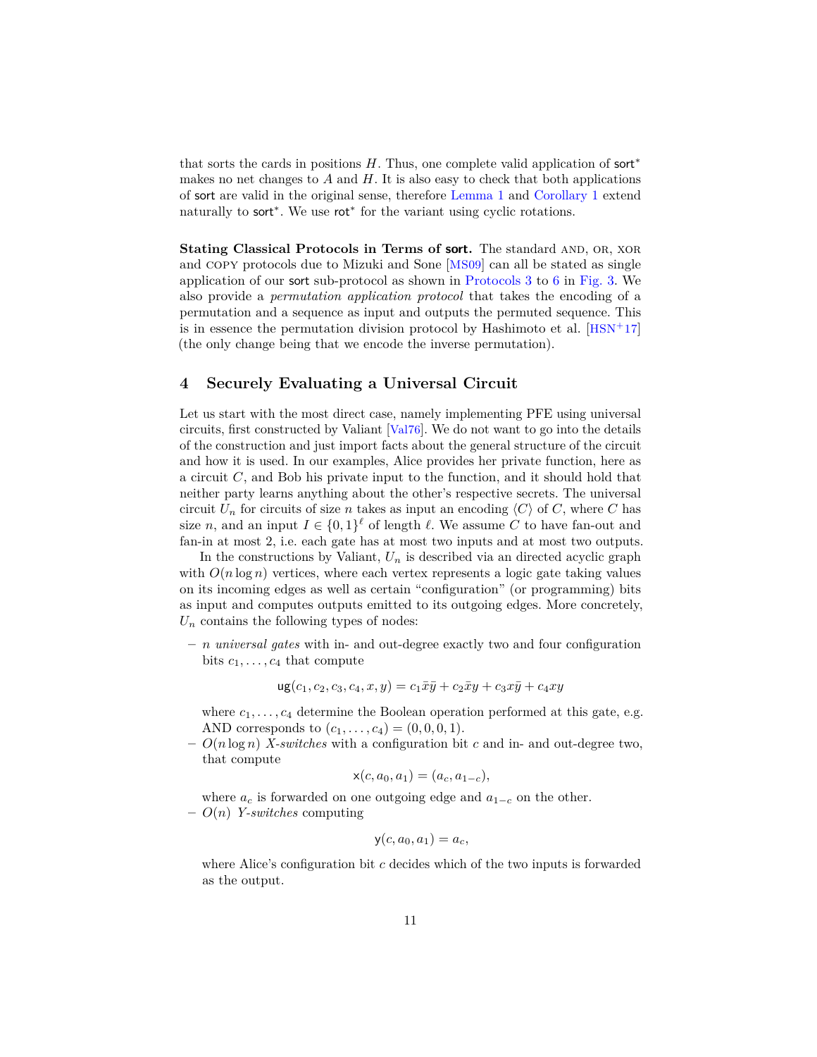that sorts the cards in positions $H$. Thus, one complete valid application of $\mathsf{sort}^*$ makes no net changes to $A$ and $H$. It is also easy to check that both applications of $\mathsf{sort}$ are valid in the original sense, therefore Lemma 1 and Corollary 1 extend naturally to $\mathsf{sort}^*$. We use $\mathsf{rot}^*$ for the variant using cyclic rotations.

**Stating Classical Protocols in Terms of sort.** The standard AND, OR, XOR and COPY protocols due to Mizuki and Sone [MS09] can all be stated as single application of our sort sub-protocol as shown in Protocols 3 to 6 in Fig. 3. We also provide a *permutation application protocol* that takes the encoding of a permutation and a sequence as input and outputs the permuted sequence. This is in essence the permutation division protocol by Hashimoto et al. [HSN+17] (the only change being that we encode the inverse permutation).

## 4 Securely Evaluating a Universal Circuit

Let us start with the most direct case, namely implementing PFE using universal circuits, first constructed by Valiant [Val76]. We do not want to go into the details of the construction and just import facts about the general structure of the circuit and how it is used. In our examples, Alice provides her private function, here as a circuit $C$, and Bob his private input to the function, and it should hold that neither party learns anything about the other's respective secrets. The universal circuit $U_n$ for circuits of size $n$ takes as input an encoding $\langle C \rangle$ of $C$, where $C$ has size $n$, and an input $I \in \{0,1\}^\ell$ of length $\ell$. We assume $C$ to have fan-out and fan-in at most 2, i.e. each gate has at most two inputs and at most two outputs.

In the constructions by Valiant, $U_n$ is described via an directed acyclic graph with $O(n \log n)$ vertices, where each vertex represents a logic gate taking values on its incoming edges as well as certain "configuration" (or programming) bits as input and computes outputs emitted to its outgoing edges. More concretely, $U_n$ contains the following types of nodes:

- $n$ *universal gates* with in- and out-degree exactly two and four configuration bits $c_1, \ldots, c_4$ that compute

$$\mathsf{ug}(c_1, c_2, c_3, c_4, x, y) = c_1 \bar{x}\bar{y} + c_2 \bar{x} y + c_3 x \bar{y} + c_4 x y$$

  where $c_1, \ldots, c_4$ determine the Boolean operation performed at this gate, e.g. AND corresponds to $(c_1, \ldots, c_4) = (0, 0, 0, 1)$.
- $O(n \log n)$ *X-switches* with a configuration bit $c$ and in- and out-degree two, that compute

$$\mathsf{x}(c, a_0, a_1) = (a_c, a_{1-c}),$$

  where $a_c$ is forwarded on one outgoing edge and $a_{1-c}$ on the other.
- $O(n)$ *Y-switches* computing

$$\mathsf{y}(c, a_0, a_1) = a_c,$$

  where Alice's configuration bit $c$ decides which of the two inputs is forwarded as the output.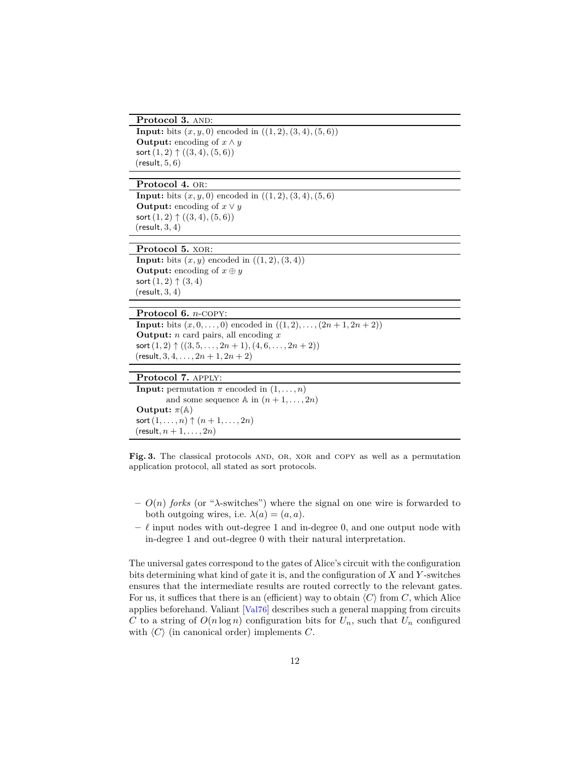**Protocol 3.** AND:

**Input:** bits $(x, y, 0)$ encoded in $((1,2),(3,4),(5,6))$
**Output:** encoding of $x \wedge y$
sort $(1,2) \uparrow ((3,4),(5,6))$
$(\mathsf{result}, 5, 6)$

**Protocol 4.** OR:

**Input:** bits $(x, y, 0)$ encoded in $((1,2),(3,4),(5,6))$
**Output:** encoding of $x \vee y$
sort $(1,2) \uparrow ((3,4),(5,6))$
$(\mathsf{result}, 3, 4)$

**Protocol 5.** XOR:

**Input:** bits $(x, y)$ encoded in $((1,2),(3,4))$
**Output:** encoding of $x \oplus y$
sort $(1,2) \uparrow (3,4)$
$(\mathsf{result}, 3, 4)$

**Protocol 6.** $n$-COPY:

**Input:** bits $(x, 0, \dots, 0)$ encoded in $((1,2),\dots,(2n+1, 2n+2))$
**Output:** $n$ card pairs, all encoding $x$
sort $(1,2) \uparrow ((3,5,\dots,2n+1),(4,6,\dots,2n+2))$
$(\mathsf{result}, 3, 4, \dots, 2n+1, 2n+2)$

**Protocol 7.** APPLY:

**Input:** permutation $\pi$ encoded in $(1,\dots,n)$
and some sequence $\mathbb{A}$ in $(n+1,\dots,2n)$
**Output:** $\pi(\mathbb{A})$
sort $(1,\dots,n) \uparrow (n+1,\dots,2n)$
$(\mathsf{result}, n+1, \dots, 2n)$

**Fig. 3.** The classical protocols AND, OR, XOR and COPY as well as a permutation application protocol, all stated as sort protocols.

- $O(n)$ *forks* (or "$\lambda$-switches") where the signal on one wire is forwarded to both outgoing wires, i.e. $\lambda(a) = (a, a)$.
- $\ell$ input nodes with out-degree 1 and in-degree 0, and one output node with in-degree 1 and out-degree 0 with their natural interpretation.

The universal gates correspond to the gates of Alice's circuit with the configuration bits determining what kind of gate it is, and the configuration of $X$ and $Y$-switches ensures that the intermediate results are routed correctly to the relevant gates. For us, it suffices that there is an (efficient) way to obtain $\langle C \rangle$ from $C$, which Alice applies beforehand. Valiant [Val76] describes such a general mapping from circuits $C$ to a string of $O(n \log n)$ configuration bits for $U_n$, such that $U_n$ configured with $\langle C \rangle$ (in canonical order) implements $C$.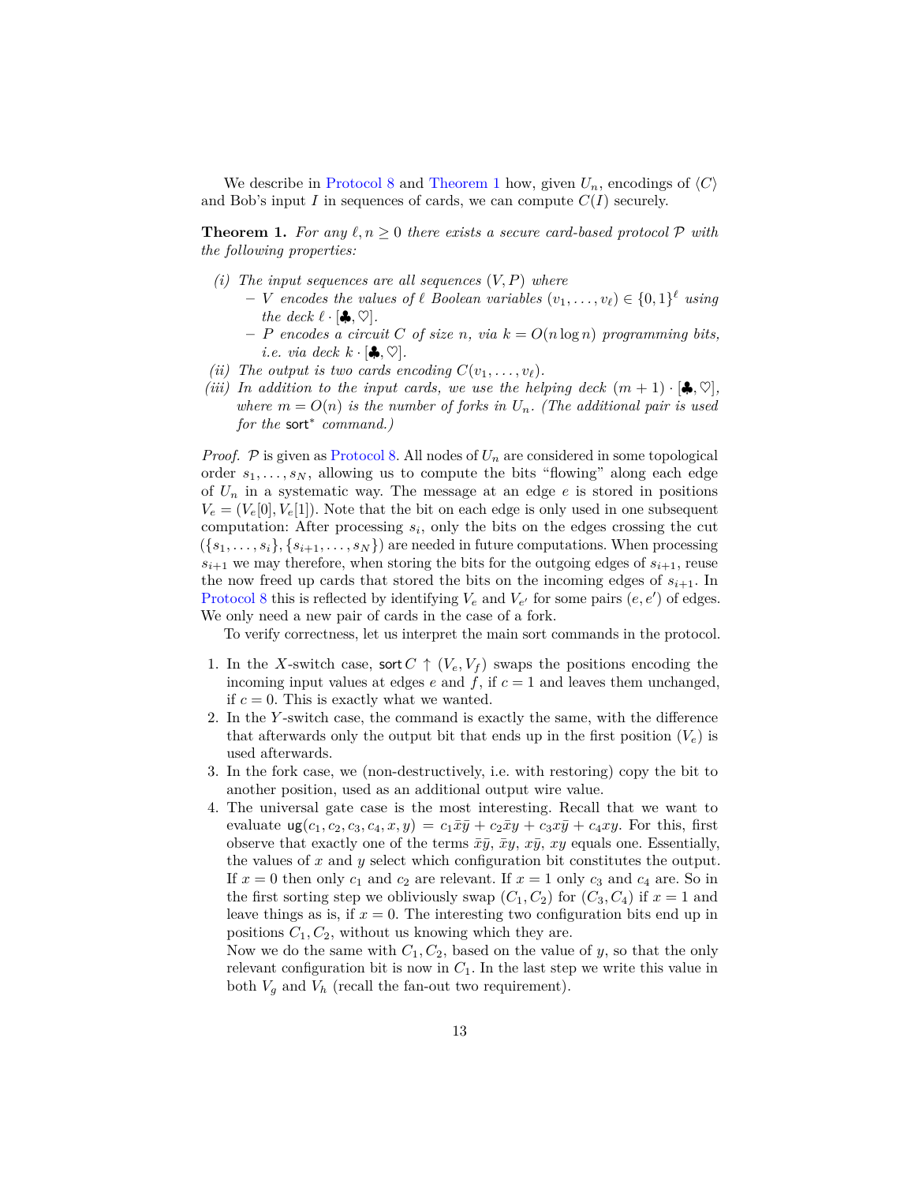We describe in Protocol 8 and Theorem 1 how, given $U_n$, encodings of $\langle C \rangle$ and Bob's input $I$ in sequences of cards, we can compute $C(I)$ securely.

**Theorem 1.** *For any $\ell, n \geq 0$ there exists a secure card-based protocol $\mathcal{P}$ with the following properties:*

*(i) The input sequences are all sequences $(V, P)$ where*
  - *$V$ encodes the values of $\ell$ Boolean variables $(v_1, \ldots, v_\ell) \in \{0,1\}^\ell$ using the deck $\ell \cdot [\clubsuit, \heartsuit]$.*
  - *$P$ encodes a circuit $C$ of size $n$, via $k = O(n \log n)$ programming bits, i.e. via deck $k \cdot [\clubsuit, \heartsuit]$.*

*(ii) The output is two cards encoding $C(v_1, \ldots, v_\ell)$.*

*(iii) In addition to the input cards, we use the helping deck $(m+1) \cdot [\clubsuit, \heartsuit]$, where $m = O(n)$ is the number of forks in $U_n$. (The additional pair is used for the $\mathsf{sort}^*$ command.)*

*Proof.* $\mathcal{P}$ is given as Protocol 8. All nodes of $U_n$ are considered in some topological order $s_1, \ldots, s_N$, allowing us to compute the bits "flowing" along each edge of $U_n$ in a systematic way. The message at an edge $e$ is stored in positions $V_e = (V_e[0], V_e[1])$. Note that the bit on each edge is only used in one subsequent computation: After processing $s_i$, only the bits on the edges crossing the cut $(\{s_1, \ldots, s_i\}, \{s_{i+1}, \ldots, s_N\})$ are needed in future computations. When processing $s_{i+1}$ we may therefore, when storing the bits for the outgoing edges of $s_{i+1}$, reuse the now freed up cards that stored the bits on the incoming edges of $s_{i+1}$. In Protocol 8 this is reflected by identifying $V_e$ and $V_{e'}$ for some pairs $(e, e')$ of edges. We only need a new pair of cards in the case of a fork.

To verify correctness, let us interpret the main sort commands in the protocol.

1. In the $X$-switch case, $\mathsf{sort}\, C \uparrow (V_e, V_f)$ swaps the positions encoding the incoming input values at edges $e$ and $f$, if $c = 1$ and leaves them unchanged, if $c = 0$. This is exactly what we wanted.
2. In the $Y$-switch case, the command is exactly the same, with the difference that afterwards only the output bit that ends up in the first position ($V_e$) is used afterwards.
3. In the fork case, we (non-destructively, i.e. with restoring) copy the bit to another position, used as an additional output wire value.
4. The universal gate case is the most interesting. Recall that we want to evaluate $\mathsf{ug}(c_1, c_2, c_3, c_4, x, y) = c_1\bar{x}\bar{y} + c_2\bar{x}y + c_3x\bar{y} + c_4xy$. For this, first observe that exactly one of the terms $\bar{x}\bar{y}$, $\bar{x}y$, $x\bar{y}$, $xy$ equals one. Essentially, the values of $x$ and $y$ select which configuration bit constitutes the output. If $x = 0$ then only $c_1$ and $c_2$ are relevant. If $x = 1$ only $c_3$ and $c_4$ are. So in the first sorting step we obliviously swap $(C_1, C_2)$ for $(C_3, C_4)$ if $x = 1$ and leave things as is, if $x = 0$. The interesting two configuration bits end up in positions $C_1, C_2$, without us knowing which they are.
   Now we do the same with $C_1, C_2$, based on the value of $y$, so that the only relevant configuration bit is now in $C_1$. In the last step we write this value in both $V_g$ and $V_h$ (recall the fan-out two requirement).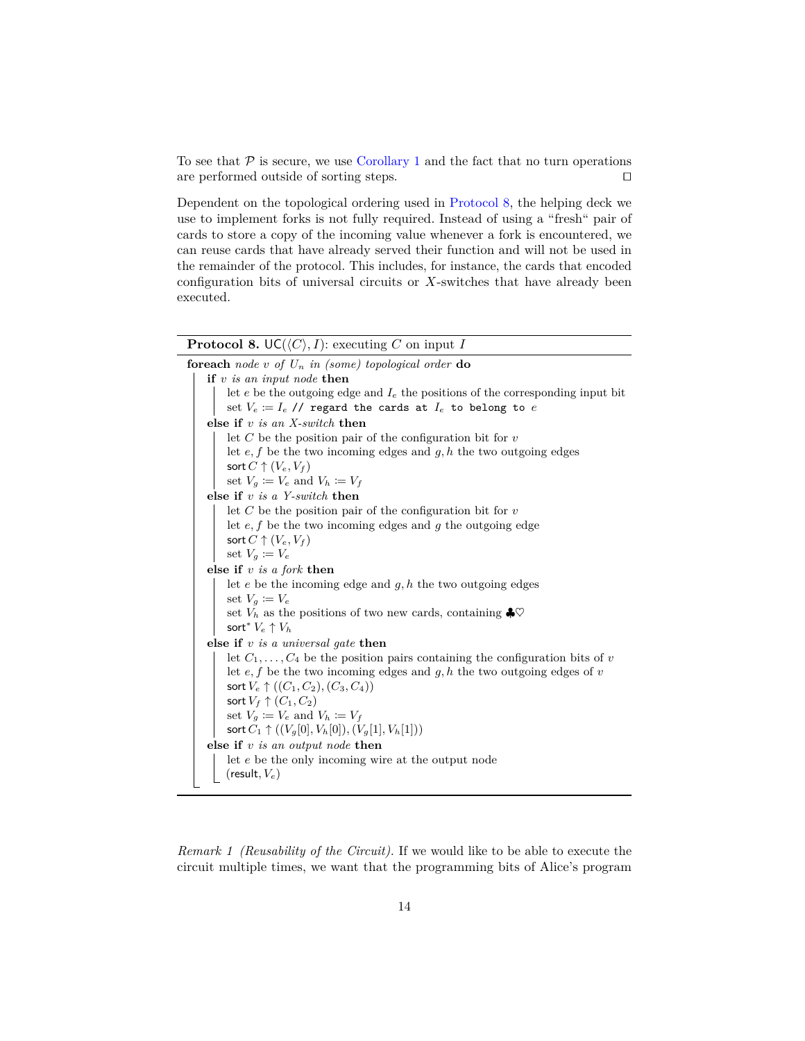To see that $\mathcal{P}$ is secure, we use Corollary 1 and the fact that no turn operations are performed outside of sorting steps. ☐

Dependent on the topological ordering used in Protocol 8, the helping deck we use to implement forks is not fully required. Instead of using a "fresh" pair of cards to store a copy of the incoming value whenever a fork is encountered, we can reuse cards that have already served their function and will not be used in the remainder of the protocol. This includes, for instance, the cards that encoded configuration bits of universal circuits or $X$-switches that have already been executed.

**Protocol 8.** $\mathsf{UC}(\langle C \rangle, I)$: executing $C$ on input $I$

```
foreach node v of U_n in (some) topological order do
    if v is an input node then
        let e be the outgoing edge and I_e the positions of the corresponding input bit
        set V_e := I_e // regard the cards at I_e to belong to e
    else if v is an X-switch then
        let C be the position pair of the configuration bit for v
        let e, f be the two incoming edges and g, h the two outgoing edges
        sort C ↑ (V_e, V_f)
        set V_g := V_e and V_h := V_f
    else if v is a Y-switch then
        let C be the position pair of the configuration bit for v
        let e, f be the two incoming edges and g the outgoing edge
        sort C ↑ (V_e, V_f)
        set V_g := V_e
    else if v is a fork then
        let e be the incoming edge and g, h the two outgoing edges
        set V_g := V_e
        set V_h as the positions of two new cards, containing ♣♡
        sort* V_e ↑ V_h
    else if v is a universal gate then
        let C_1, ..., C_4 be the position pairs containing the configuration bits of v
        let e, f be the two incoming edges and g, h the two outgoing edges of v
        sort V_e ↑ ((C_1, C_2), (C_3, C_4))
        sort V_f ↑ (C_1, C_2)
        set V_g := V_e and V_h := V_f
        sort C_1 ↑ ((V_g[0], V_h[0]), (V_g[1], V_h[1]))
    else if v is an output node then
        let e be the only incoming wire at the output node
        (result, V_e)
```

*Remark 1 (Reusability of the Circuit).* If we would like to be able to execute the circuit multiple times, we want that the programming bits of Alice's program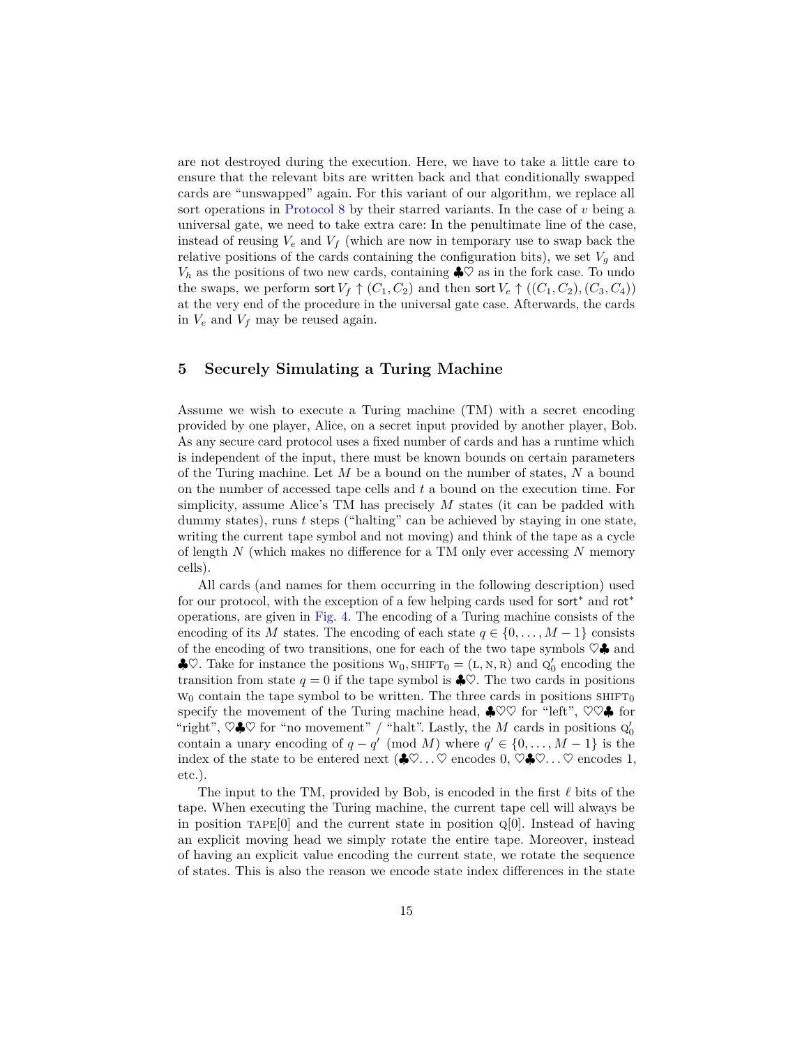are not destroyed during the execution. Here, we have to take a little care to ensure that the relevant bits are written back and that conditionally swapped cards are "unswapped" again. For this variant of our algorithm, we replace all sort operations in Protocol 8 by their starred variants. In the case of $v$ being a universal gate, we need to take extra care: In the penultimate line of the case, instead of reusing $V_e$ and $V_f$ (which are now in temporary use to swap back the relative positions of the cards containing the configuration bits), we set $V_g$ and $V_h$ as the positions of two new cards, containing ♣♡ as in the fork case. To undo the swaps, we perform sort $V_f \uparrow (C_1, C_2)$ and then sort $V_e \uparrow ((C_1, C_2), (C_3, C_4))$ at the very end of the procedure in the universal gate case. Afterwards, the cards in $V_e$ and $V_f$ may be reused again.

## 5 Securely Simulating a Turing Machine

Assume we wish to execute a Turing machine (TM) with a secret encoding provided by one player, Alice, on a secret input provided by another player, Bob. As any secure card protocol uses a fixed number of cards and has a runtime which is independent of the input, there must be known bounds on certain parameters of the Turing machine. Let $M$ be a bound on the number of states, $N$ a bound on the number of accessed tape cells and $t$ a bound on the execution time. For simplicity, assume Alice's TM has precisely $M$ states (it can be padded with dummy states), runs $t$ steps ("halting" can be achieved by staying in one state, writing the current tape symbol and not moving) and think of the tape as a cycle of length $N$ (which makes no difference for a TM only ever accessing $N$ memory cells).

All cards (and names for them occurring in the following description) used for our protocol, with the exception of a few helping cards used for sort* and rot* operations, are given in Fig. 4. The encoding of a Turing machine consists of the encoding of its $M$ states. The encoding of each state $q \in \{0, \dots, M-1\}$ consists of the encoding of two transitions, one for each of the two tape symbols ♡♣ and ♣♡. Take for instance the positions $\text{W}_0, \text{SHIFT}_0 = (\text{L}, \text{N}, \text{R})$ and $\text{Q}'_0$ encoding the transition from state $q = 0$ if the tape symbol is ♣♡. The two cards in positions $\text{W}_0$ contain the tape symbol to be written. The three cards in positions $\text{SHIFT}_0$ specify the movement of the Turing machine head, ♣♡♡ for "left", ♡♡♣ for "right", ♡♣♡ for "no movement" / "halt". Lastly, the $M$ cards in positions $\text{Q}'_0$ contain a unary encoding of $q - q' \pmod M$ where $q' \in \{0, \dots, M-1\}$ is the index of the state to be entered next (♣♡…♡ encodes 0, ♡♣♡…♡ encodes 1, etc.).

The input to the TM, provided by Bob, is encoded in the first $\ell$ bits of the tape. When executing the Turing machine, the current tape cell will always be in position $\text{TAPE}[0]$ and the current state in position $\text{Q}[0]$. Instead of having an explicit moving head we simply rotate the entire tape. Moreover, instead of having an explicit value encoding the current state, we rotate the sequence of states. This is also the reason we encode state index differences in the state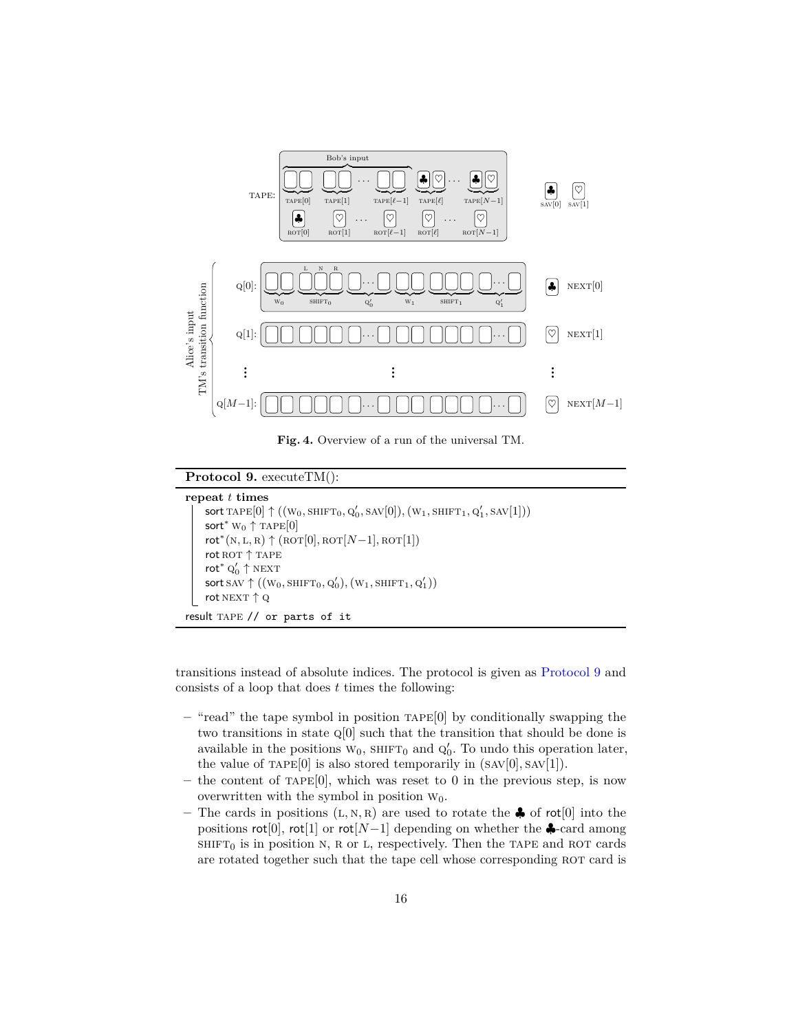**Fig. 4.** Overview of a run of the universal TM.

**Protocol 9.** executeTM():

**repeat** $t$ **times**
- sort $\text{TAPE}[0] \uparrow ((\text{W}_0, \text{SHIFT}_0, \text{Q}'_0, \text{SAV}[0]), (\text{W}_1, \text{SHIFT}_1, \text{Q}'_1, \text{SAV}[1]))$
- sort* $\text{W}_0 \uparrow \text{TAPE}[0]$
- rot* $(\text{N}, \text{L}, \text{R}) \uparrow (\text{ROT}[0], \text{ROT}[N-1], \text{ROT}[1])$
- rot $\text{ROT} \uparrow \text{TAPE}$
- rot* $\text{Q}'_0 \uparrow \text{NEXT}$
- sort $\text{SAV} \uparrow ((\text{W}_0, \text{SHIFT}_0, \text{Q}'_0), (\text{W}_1, \text{SHIFT}_1, \text{Q}'_1))$
- rot $\text{NEXT} \uparrow \text{Q}$

result TAPE `// or parts of it`

transitions instead of absolute indices. The protocol is given as Protocol 9 and consists of a loop that does $t$ times the following:

- "read" the tape symbol in position $\text{TAPE}[0]$ by conditionally swapping the two transitions in state $\text{Q}[0]$ such that the transition that should be done is available in the positions $\text{W}_0$, $\text{SHIFT}_0$ and $\text{Q}'_0$. To undo this operation later, the value of $\text{TAPE}[0]$ is also stored temporarily in $(\text{SAV}[0], \text{SAV}[1])$.
- the content of $\text{TAPE}[0]$, which was reset to 0 in the previous step, is now overwritten with the symbol in position $\text{W}_0$.
- The cards in positions $(\text{L}, \text{N}, \text{R})$ are used to rotate the ♣ of $\text{rot}[0]$ into the positions $\text{rot}[0]$, $\text{rot}[1]$ or $\text{rot}[N-1]$ depending on whether the ♣-card among $\text{SHIFT}_0$ is in position N, R or L, respectively. Then the TAPE and ROT cards are rotated together such that the tape cell whose corresponding ROT card is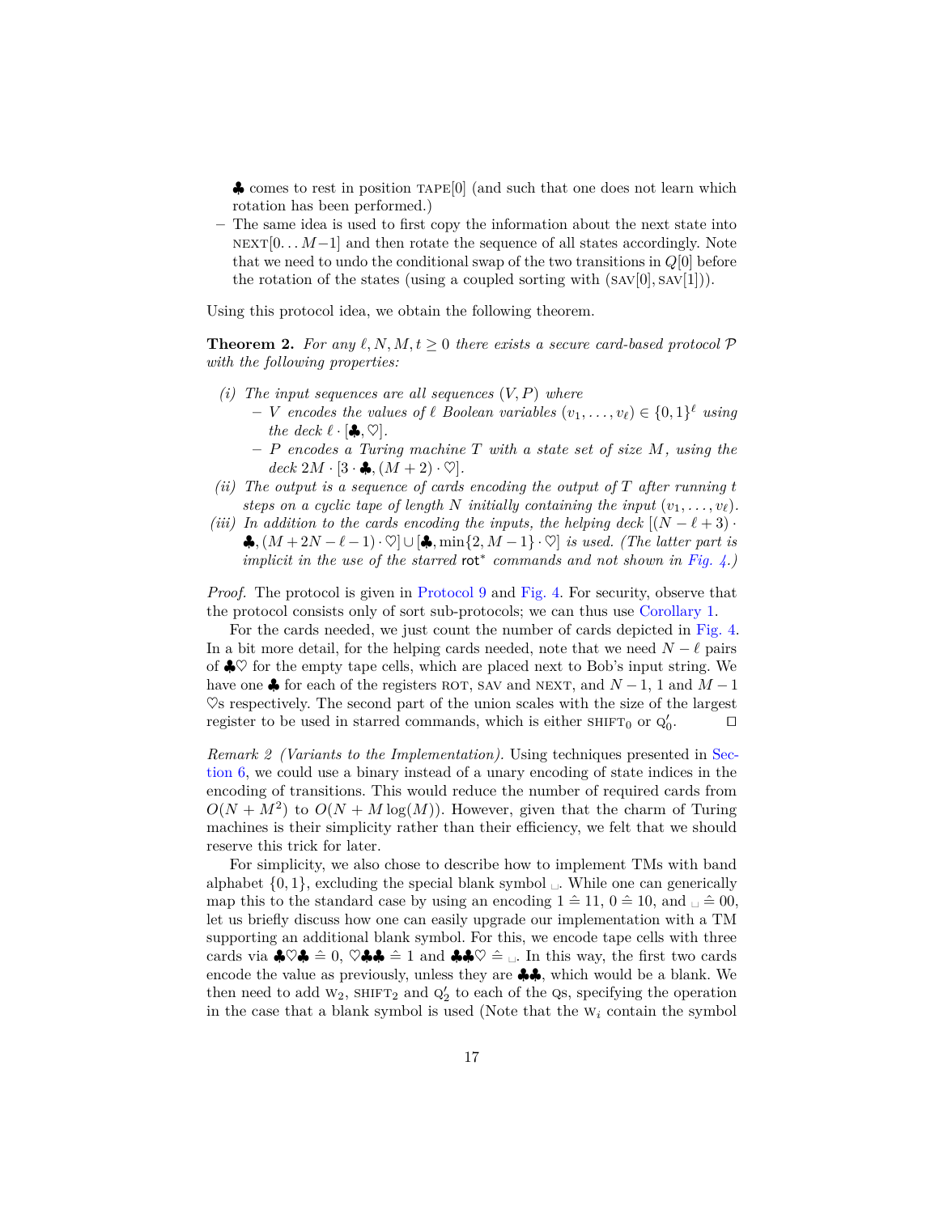♣ comes to rest in position $\textsc{tape}[0]$ (and such that one does not learn which rotation has been performed.)

- The same idea is used to first copy the information about the next state into $\textsc{next}[0\ldots M{-}1]$ and then rotate the sequence of all states accordingly. Note that we need to undo the conditional swap of the two transitions in $Q[0]$ before the rotation of the states (using a coupled sorting with $(\textsc{sav}[0], \textsc{sav}[1])$).

Using this protocol idea, we obtain the following theorem.

**Theorem 2.** *For any $\ell, N, M, t \geq 0$ there exists a secure card-based protocol $\mathcal{P}$ with the following properties:*

*(i) The input sequences are all sequences $(V, P)$ where*
  - *$V$ encodes the values of $\ell$ Boolean variables $(v_1, \ldots, v_\ell) \in \{0,1\}^\ell$ using the deck $\ell \cdot [♣, ♡]$.*
  - *$P$ encodes a Turing machine $T$ with a state set of size $M$, using the deck $2M \cdot [3 \cdot ♣, (M+2) \cdot ♡]$.*

*(ii) The output is a sequence of cards encoding the output of $T$ after running $t$ steps on a cyclic tape of length $N$ initially containing the input $(v_1, \ldots, v_\ell)$.*

*(iii) In addition to the cards encoding the inputs, the helping deck $[(N-\ell+3) \cdot ♣, (M+2N-\ell-1) \cdot ♡] \cup [♣, \min\{2, M-1\} \cdot ♡]$ is used. (The latter part is implicit in the use of the starred $\mathsf{rot}^*$ commands and not shown in Fig. 4.)*

*Proof.* The protocol is given in Protocol 9 and Fig. 4. For security, observe that the protocol consists only of sort sub-protocols; we can thus use Corollary 1.

For the cards needed, we just count the number of cards depicted in Fig. 4. In a bit more detail, for the helping cards needed, note that we need $N - \ell$ pairs of ♣♡ for the empty tape cells, which are placed next to Bob's input string. We have one ♣ for each of the registers $\textsc{rot}$, $\textsc{sav}$ and $\textsc{next}$, and $N-1$, $1$ and $M-1$ ♡s respectively. The second part of the union scales with the size of the largest register to be used in starred commands, which is either $\textsc{shift}_0$ or $\textsc{q}'_0$. ☐

*Remark 2 (Variants to the Implementation).* Using techniques presented in Section 6, we could use a binary instead of a unary encoding of state indices in the encoding of transitions. This would reduce the number of required cards from $O(N + M^2)$ to $O(N + M\log(M))$. However, given that the charm of Turing machines is their simplicity rather than their efficiency, we felt that we should reserve this trick for later.

For simplicity, we also chose to describe how to implement TMs with band alphabet $\{0,1\}$, excluding the special blank symbol $\sqcup$. While one can generically map this to the standard case by using an encoding $1 \mathrel{\hat{=}} 11$, $0 \mathrel{\hat{=}} 10$, and $\sqcup \mathrel{\hat{=}} 00$, let us briefly discuss how one can easily upgrade our implementation with a TM supporting an additional blank symbol. For this, we encode tape cells with three cards via ♣♡♣ $\hat{=}$ 0, ♡♣♣ $\hat{=}$ 1 and ♣♣♡ $\hat{=}$ $\sqcup$. In this way, the first two cards encode the value as previously, unless they are ♣♣, which would be a blank. We then need to add $\textsc{w}_2$, $\textsc{shift}_2$ and $\textsc{q}'_2$ to each of the $\textsc{q}$s, specifying the operation in the case that a blank symbol is used (Note that the $\textsc{w}_i$ contain the symbol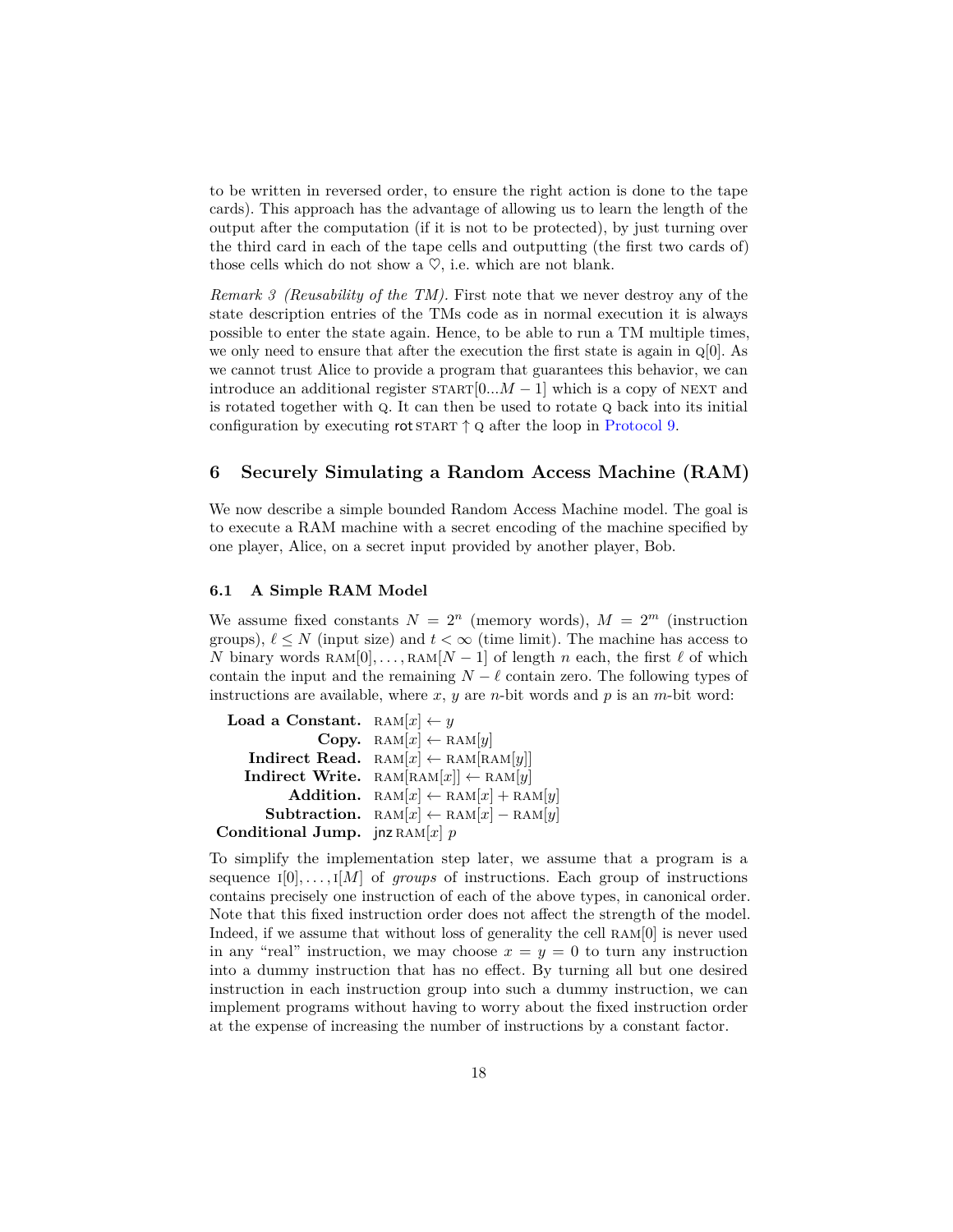to be written in reversed order, to ensure the right action is done to the tape cards). This approach has the advantage of allowing us to learn the length of the output after the computation (if it is not to be protected), by just turning over the third card in each of the tape cells and outputting (the first two cards of) those cells which do not show a ♡, i.e. which are not blank.

*Remark 3 (Reusability of the TM).* First note that we never destroy any of the state description entries of the TMs code as in normal execution it is always possible to enter the state again. Hence, to be able to run a TM multiple times, we only need to ensure that after the execution the first state is again in $\text{Q}[0]$. As we cannot trust Alice to provide a program that guarantees this behavior, we can introduce an additional register $\text{START}[0...M-1]$ which is a copy of NEXT and is rotated together with Q. It can then be used to rotate Q back into its initial configuration by executing $\mathsf{rot}\,\text{START} \uparrow \text{Q}$ after the loop in Protocol 9.

## 6 Securely Simulating a Random Access Machine (RAM)

We now describe a simple bounded Random Access Machine model. The goal is to execute a RAM machine with a secret encoding of the machine specified by one player, Alice, on a secret input provided by another player, Bob.

### 6.1 A Simple RAM Model

We assume fixed constants $N = 2^n$ (memory words), $M = 2^m$ (instruction groups), $\ell \leq N$ (input size) and $t < \infty$ (time limit). The machine has access to $N$ binary words $\text{RAM}[0], \dots, \text{RAM}[N-1]$ of length $n$ each, the first $\ell$ of which contain the input and the remaining $N - \ell$ contain zero. The following types of instructions are available, where $x$, $y$ are $n$-bit words and $p$ is an $m$-bit word:

- **Load a Constant.** $\text{RAM}[x] \leftarrow y$
- **Copy.** $\text{RAM}[x] \leftarrow \text{RAM}[y]$
- **Indirect Read.** $\text{RAM}[x] \leftarrow \text{RAM}[\text{RAM}[y]]$
- **Indirect Write.** $\text{RAM}[\text{RAM}[x]] \leftarrow \text{RAM}[y]$
- **Addition.** $\text{RAM}[x] \leftarrow \text{RAM}[x] + \text{RAM}[y]$
- **Subtraction.** $\text{RAM}[x] \leftarrow \text{RAM}[x] - \text{RAM}[y]$
- **Conditional Jump.** $\mathsf{jnz}\,\text{RAM}[x]\ p$

To simplify the implementation step later, we assume that a program is a sequence $\text{I}[0], \dots, \text{I}[M]$ of *groups* of instructions. Each group of instructions contains precisely one instruction of each of the above types, in canonical order. Note that this fixed instruction order does not affect the strength of the model. Indeed, if we assume that without loss of generality the cell $\text{RAM}[0]$ is never used in any "real" instruction, we may choose $x = y = 0$ to turn any instruction into a dummy instruction that has no effect. By turning all but one desired instruction in each instruction group into such a dummy instruction, we can implement programs without having to worry about the fixed instruction order at the expense of increasing the number of instructions by a constant factor.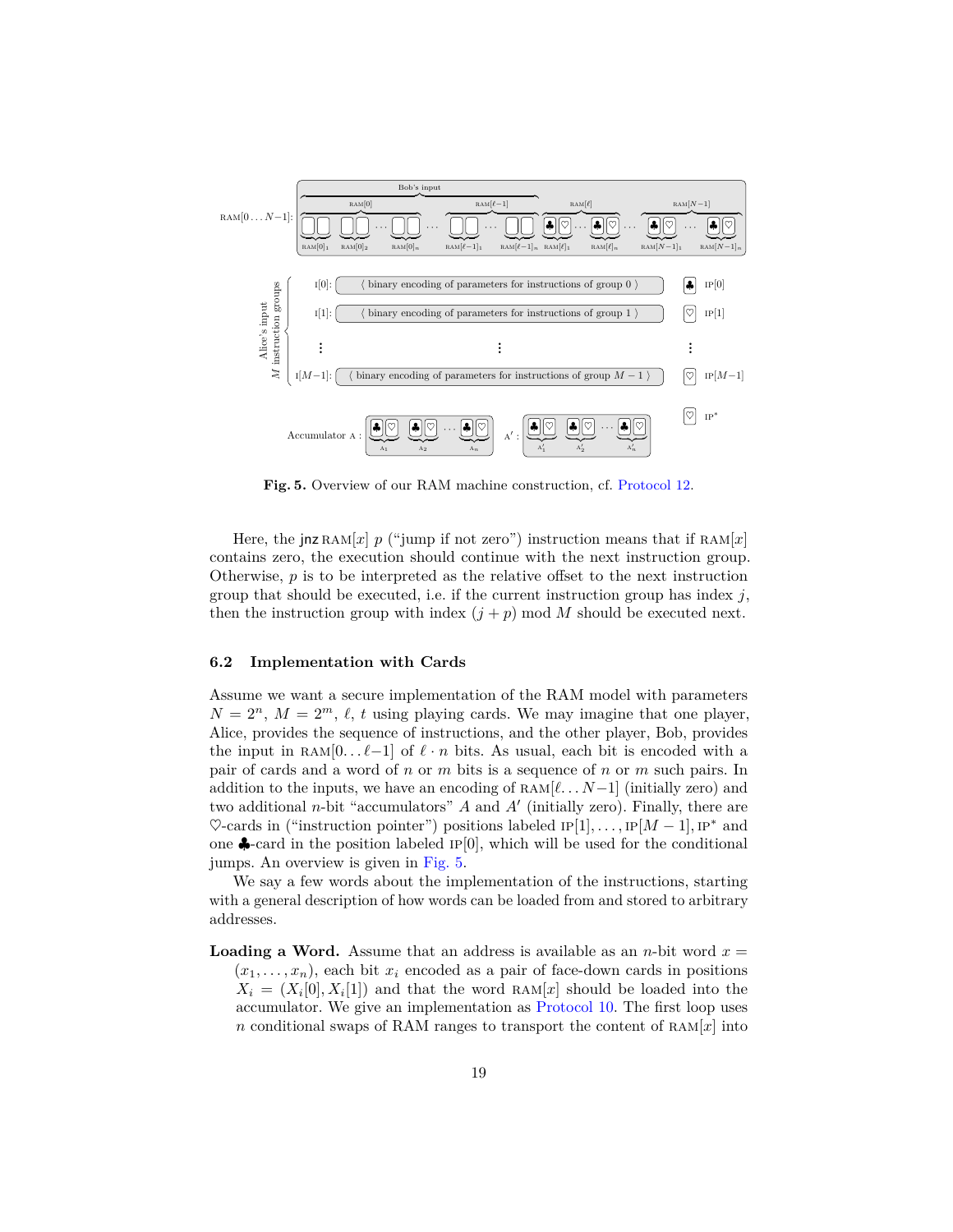Fig. 5. Overview of our RAM machine construction, cf. Protocol 12.

Here, the jnz $\text{RAM}[x]$ $p$ ("jump if not zero") instruction means that if $\text{RAM}[x]$ contains zero, the execution should continue with the next instruction group. Otherwise, $p$ is to be interpreted as the relative offset to the next instruction group that should be executed, i.e. if the current instruction group has index $j$, then the instruction group with index $(j + p) \bmod M$ should be executed next.

### 6.2 Implementation with Cards

Assume we want a secure implementation of the RAM model with parameters $N = 2^n$, $M = 2^m$, $\ell$, $t$ using playing cards. We may imagine that one player, Alice, provides the sequence of instructions, and the other player, Bob, provides the input in $\text{RAM}[0 \ldots \ell{-}1]$ of $\ell \cdot n$ bits. As usual, each bit is encoded with a pair of cards and a word of $n$ or $m$ bits is a sequence of $n$ or $m$ such pairs. In addition to the inputs, we have an encoding of $\text{RAM}[\ell \ldots N{-}1]$ (initially zero) and two additional $n$-bit "accumulators" $A$ and $A'$ (initially zero). Finally, there are ♡-cards in ("instruction pointer") positions labeled $\text{IP}[1], \ldots, \text{IP}[M-1], \text{IP}^*$ and one ♣-card in the position labeled $\text{IP}[0]$, which will be used for the conditional jumps. An overview is given in Fig. 5.

We say a few words about the implementation of the instructions, starting with a general description of how words can be loaded from and stored to arbitrary addresses.

**Loading a Word.** Assume that an address is available as an $n$-bit word $x = (x_1, \ldots, x_n)$, each bit $x_i$ encoded as a pair of face-down cards in positions $X_i = (X_i[0], X_i[1])$ and that the word $\text{RAM}[x]$ should be loaded into the accumulator. We give an implementation as Protocol 10. The first loop uses $n$ conditional swaps of RAM ranges to transport the content of $\text{RAM}[x]$ into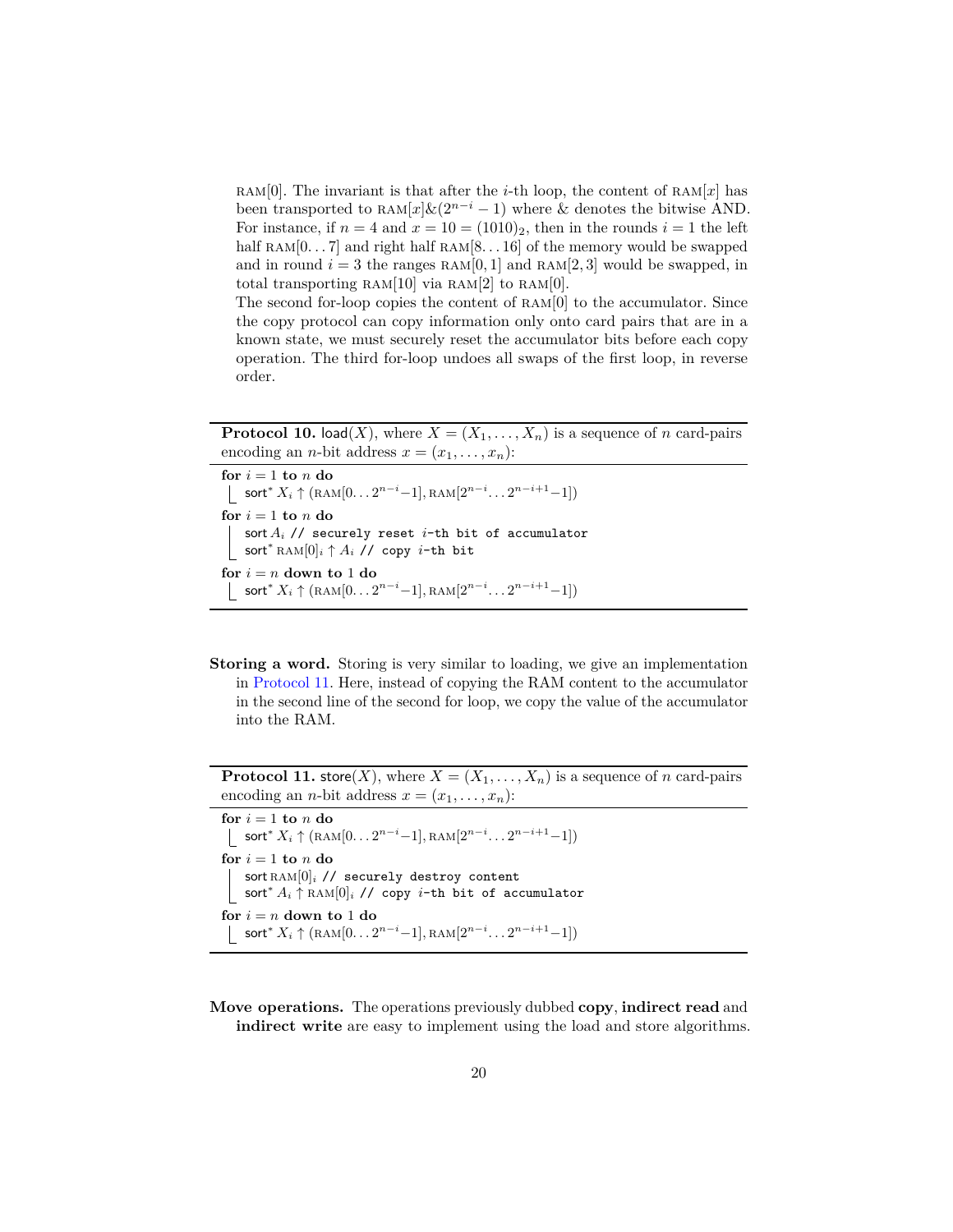RAM[0]. The invariant is that after the $i$-th loop, the content of RAM[$x$] has been transported to RAM[$x$]&$(2^{n-i}-1)$ where & denotes the bitwise AND. For instance, if $n = 4$ and $x = 10 = (1010)_2$, then in the rounds $i = 1$ the left half RAM[0...7] and right half RAM[8...16] of the memory would be swapped and in round $i = 3$ the ranges RAM[0, 1] and RAM[2, 3] would be swapped, in total transporting RAM[10] via RAM[2] to RAM[0].

The second for-loop copies the content of RAM[0] to the accumulator. Since the copy protocol can copy information only onto card pairs that are in a known state, we must securely reset the accumulator bits before each copy operation. The third for-loop undoes all swaps of the first loop, in reverse order.

**Protocol 10.** load($X$), where $X = (X_1, \ldots, X_n)$ is a sequence of $n$ card-pairs encoding an $n$-bit address $x = (x_1, \ldots, x_n)$:

```
for i = 1 to n do
    sort* X_i ↑ (RAM[0...2^{n-i}-1], RAM[2^{n-i}...2^{n-i+1}-1])
for i = 1 to n do
    sort A_i // securely reset i-th bit of accumulator
    sort* RAM[0]_i ↑ A_i // copy i-th bit
for i = n down to 1 do
    sort* X_i ↑ (RAM[0...2^{n-i}-1], RAM[2^{n-i}...2^{n-i+1}-1])
```

**Storing a word.** Storing is very similar to loading, we give an implementation in Protocol 11. Here, instead of copying the RAM content to the accumulator in the second line of the second for loop, we copy the value of the accumulator into the RAM.

**Protocol 11.** store($X$), where $X = (X_1, \ldots, X_n)$ is a sequence of $n$ card-pairs encoding an $n$-bit address $x = (x_1, \ldots, x_n)$:

```
for i = 1 to n do
    sort* X_i ↑ (RAM[0...2^{n-i}-1], RAM[2^{n-i}...2^{n-i+1}-1])
for i = 1 to n do
    sort RAM[0]_i // securely destroy content
    sort* A_i ↑ RAM[0]_i // copy i-th bit of accumulator
for i = n down to 1 do
    sort* X_i ↑ (RAM[0...2^{n-i}-1], RAM[2^{n-i}...2^{n-i+1}-1])
```

**Move operations.** The operations previously dubbed **copy**, **indirect read** and **indirect write** are easy to implement using the load and store algorithms.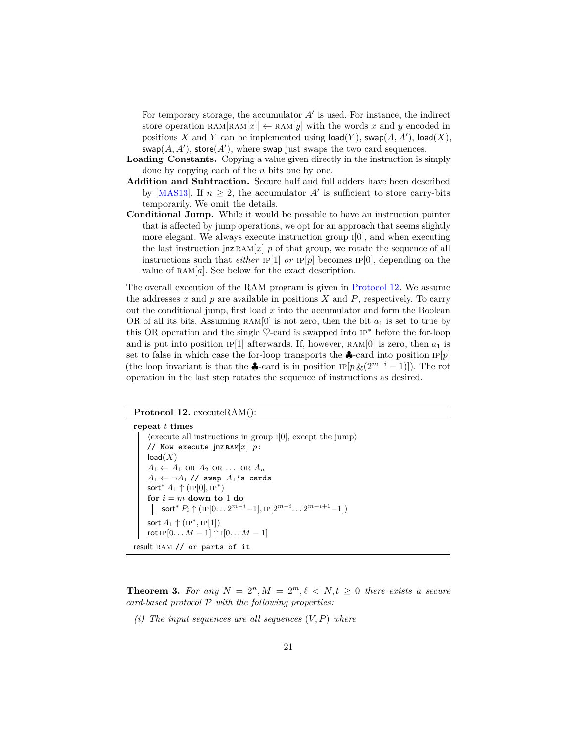For temporary storage, the accumulator $A'$ is used. For instance, the indirect store operation $\text{RAM}[\text{RAM}[x]] \leftarrow \text{RAM}[y]$ with the words $x$ and $y$ encoded in positions $X$ and $Y$ can be implemented using $\mathsf{load}(Y)$, $\mathsf{swap}(A, A')$, $\mathsf{load}(X)$, $\mathsf{swap}(A, A')$, $\mathsf{store}(A')$, where $\mathsf{swap}$ just swaps the two card sequences.

**Loading Constants.** Copying a value given directly in the instruction is simply done by copying each of the $n$ bits one by one.

**Addition and Subtraction.** Secure half and full adders have been described by [MAS13]. If $n \geq 2$, the accumulator $A'$ is sufficient to store carry-bits temporarily. We omit the details.

**Conditional Jump.** While it would be possible to have an instruction pointer that is affected by jump operations, we opt for an approach that seems slightly more elegant. We always execute instruction group $\text{I}[0]$, and when executing the last instruction $\mathsf{jnz}\, \text{RAM}[x]\ p$ of that group, we rotate the sequence of all instructions such that *either* $\text{IP}[1]$ *or* $\text{IP}[p]$ becomes $\text{IP}[0]$, depending on the value of $\text{RAM}[a]$. See below for the exact description.

The overall execution of the RAM program is given in Protocol 12. We assume the addresses $x$ and $p$ are available in positions $X$ and $P$, respectively. To carry out the conditional jump, first load $x$ into the accumulator and form the Boolean OR of all its bits. Assuming $\text{RAM}[0]$ is not zero, then the bit $a_1$ is set to true by this OR operation and the single $\heartsuit$-card is swapped into $\text{IP}^*$ before the for-loop and is put into position $\text{IP}[1]$ afterwards. If, however, $\text{RAM}[0]$ is zero, then $a_1$ is set to false in which case the for-loop transports the $\clubsuit$-card into position $\text{IP}[p]$ (the loop invariant is that the $\clubsuit$-card is in position $\text{IP}[p \,\&\, (2^{m-i} - 1)]$). The rot operation in the last step rotates the sequence of instructions as desired.

**Protocol 12.** executeRAM():

```
repeat t times
    ⟨execute all instructions in group I[0], except the jump⟩
    // Now execute jnz RAM[x] p:
    load(X)
    A_1 ← A_1 OR A_2 OR ... OR A_n
    A_1 ← ¬A_1 // swap A_1's cards
    sort* A_1 ↑ (IP[0], IP*)
    for i = m down to 1 do
        sort* P_i ↑ (IP[0...2^{m-i}−1], IP[2^{m-i}...2^{m-i+1}−1])
    sort A_1 ↑ (IP*, IP[1])
    rot IP[0...M−1] ↑ I[0...M−1]
result RAM // or parts of it
```

**Theorem 3.** *For any $N = 2^n, M = 2^m, \ell < N, t \geq 0$ there exists a secure card-based protocol $\mathcal{P}$ with the following properties:*

*(i) The input sequences are all sequences $(V, P)$ where*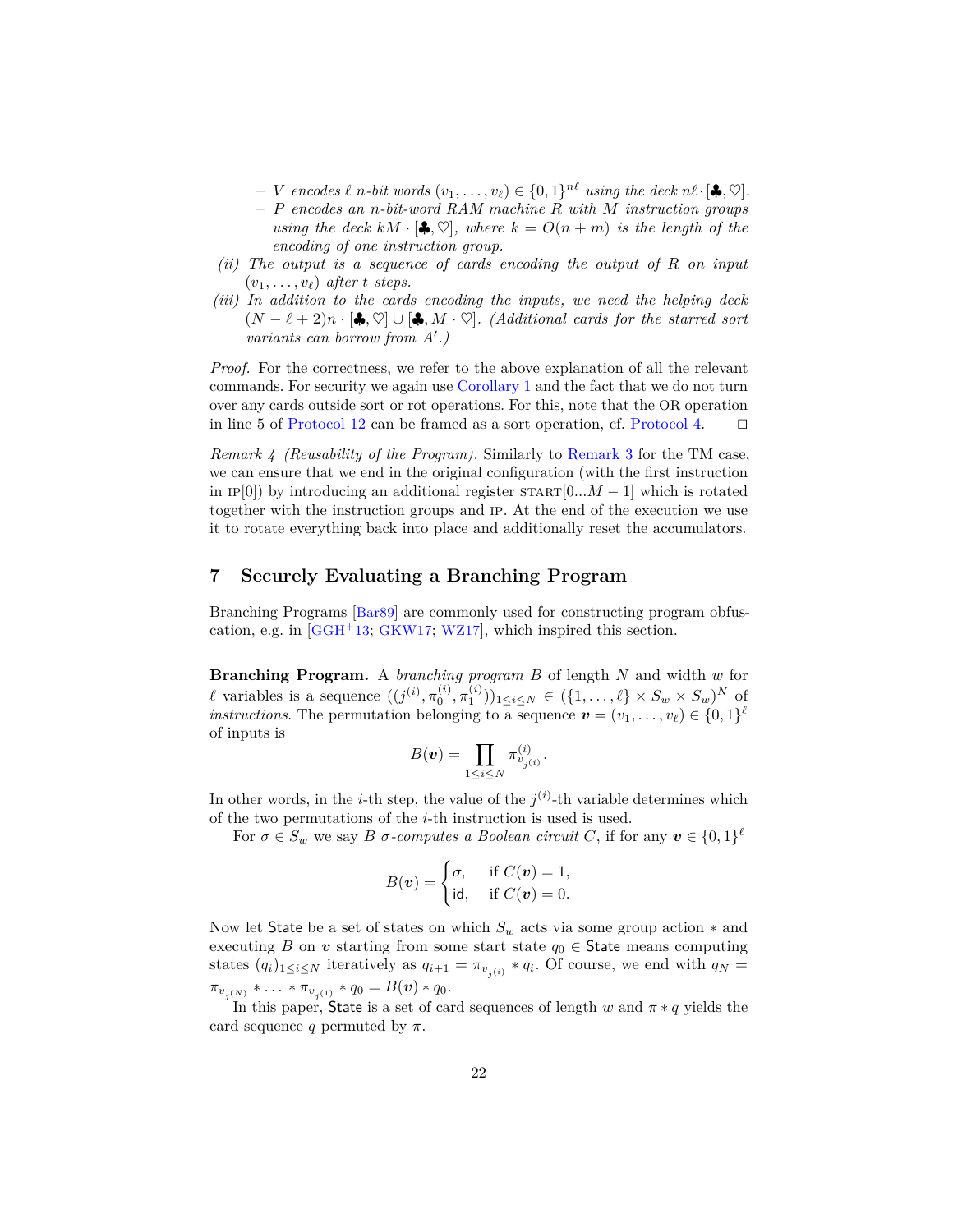- $V$ *encodes* $\ell$ $n$*-bit words* $(v_1, \ldots, v_\ell) \in \{0,1\}^{n\ell}$ *using the deck* $n\ell \cdot [\clubsuit, \heartsuit]$.
- $P$ *encodes an* $n$*-bit-word RAM machine* $R$ *with* $M$ *instruction groups using the deck* $kM \cdot [\clubsuit, \heartsuit]$*, where* $k = O(n + m)$ *is the length of the encoding of one instruction group.*

*(ii) The output is a sequence of cards encoding the output of* $R$ *on input* $(v_1, \ldots, v_\ell)$ *after* $t$ *steps.*

*(iii) In addition to the cards encoding the inputs, we need the helping deck* $(N - \ell + 2)n \cdot [\clubsuit, \heartsuit] \cup [\clubsuit, M \cdot \heartsuit]$*. (Additional cards for the starred sort variants can borrow from* $A'$*.)*

*Proof.* For the correctness, we refer to the above explanation of all the relevant commands. For security we again use Corollary 1 and the fact that we do not turn over any cards outside sort or rot operations. For this, note that the OR operation in line 5 of Protocol 12 can be framed as a sort operation, cf. Protocol 4. ◻

*Remark 4 (Reusability of the Program).* Similarly to Remark 3 for the TM case, we can ensure that we end in the original configuration (with the first instruction in IP[0]) by introducing an additional register START$[0 \ldots M-1]$ which is rotated together with the instruction groups and IP. At the end of the execution we use it to rotate everything back into place and additionally reset the accumulators.

## 7 Securely Evaluating a Branching Program

Branching Programs [Bar89] are commonly used for constructing program obfuscation, e.g. in [GGH+13; GKW17; WZ17], which inspired this section.

**Branching Program.** A *branching program* $B$ of length $N$ and width $w$ for $\ell$ variables is a sequence $((j^{(i)}, \pi_0^{(i)}, \pi_1^{(i)}))_{1 \le i \le N} \in (\{1, \ldots, \ell\} \times S_w \times S_w)^N$ of *instructions*. The permutation belonging to a sequence $\boldsymbol{v} = (v_1, \ldots, v_\ell) \in \{0,1\}^\ell$ of inputs is

$$B(\boldsymbol{v}) = \prod_{1 \le i \le N} \pi^{(i)}_{v_{j^{(i)}}}.$$

In other words, in the $i$-th step, the value of the $j^{(i)}$-th variable determines which of the two permutations of the $i$-th instruction is used is used.

For $\sigma \in S_w$ we say $B$ $\sigma$*-computes a Boolean circuit* $C$, if for any $\boldsymbol{v} \in \{0,1\}^\ell$

$$B(\boldsymbol{v}) = \begin{cases} \sigma, & \text{if } C(\boldsymbol{v}) = 1, \\ \mathsf{id}, & \text{if } C(\boldsymbol{v}) = 0. \end{cases}$$

Now let $\mathsf{State}$ be a set of states on which $S_w$ acts via some group action $*$ and executing $B$ on $\boldsymbol{v}$ starting from some start state $q_0 \in \mathsf{State}$ means computing states $(q_i)_{1 \le i \le N}$ iteratively as $q_{i+1} = \pi_{v_{j^{(i)}}} * q_i$. Of course, we end with $q_N = \pi_{v_{j^{(N)}}} * \ldots * \pi_{v_{j^{(1)}}} * q_0 = B(\boldsymbol{v}) * q_0$.

In this paper, $\mathsf{State}$ is a set of card sequences of length $w$ and $\pi * q$ yields the card sequence $q$ permuted by $\pi$.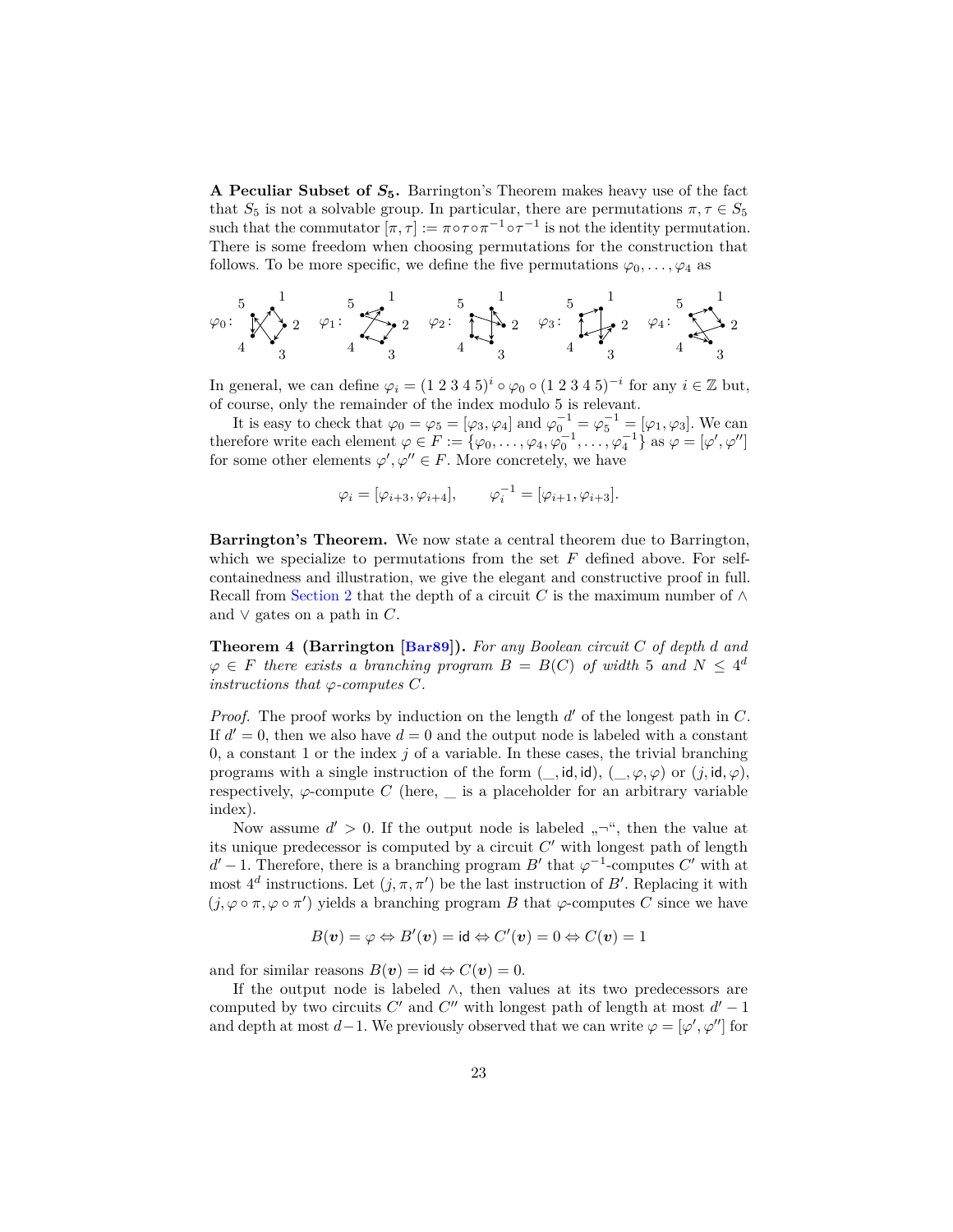**A Peculiar Subset of $S_5$.** Barrington's Theorem makes heavy use of the fact that $S_5$ is not a solvable group. In particular, there are permutations $\pi, \tau \in S_5$ such that the commutator $[\pi, \tau] := \pi \circ \tau \circ \pi^{-1} \circ \tau^{-1}$ is not the identity permutation. There is some freedom when choosing permutations for the construction that follows. To be more specific, we define the five permutations $\varphi_0, \ldots, \varphi_4$ as

$\varphi_0$: $\varphi_1$: $\varphi_2$: $\varphi_3$: $\varphi_4$:

In general, we can define $\varphi_i = (1\ 2\ 3\ 4\ 5)^i \circ \varphi_0 \circ (1\ 2\ 3\ 4\ 5)^{-i}$ for any $i \in \mathbb{Z}$ but, of course, only the remainder of the index modulo 5 is relevant.

It is easy to check that $\varphi_0 = \varphi_5 = [\varphi_3, \varphi_4]$ and $\varphi_0^{-1} = \varphi_5^{-1} = [\varphi_1, \varphi_3]$. We can therefore write each element $\varphi \in F := \{\varphi_0, \ldots, \varphi_4, \varphi_0^{-1}, \ldots, \varphi_4^{-1}\}$ as $\varphi = [\varphi', \varphi'']$ for some other elements $\varphi', \varphi'' \in F$. More concretely, we have

$$\varphi_i = [\varphi_{i+3}, \varphi_{i+4}], \qquad \varphi_i^{-1} = [\varphi_{i+1}, \varphi_{i+3}].$$

**Barrington's Theorem.** We now state a central theorem due to Barrington, which we specialize to permutations from the set $F$ defined above. For self-containedness and illustration, we give the elegant and constructive proof in full. Recall from Section 2 that the depth of a circuit $C$ is the maximum number of $\wedge$ and $\vee$ gates on a path in $C$.

**Theorem 4 (Barrington [Bar89]).** *For any Boolean circuit $C$ of depth $d$ and $\varphi \in F$ there exists a branching program $B = B(C)$ of width 5 and $N \leq 4^d$ instructions that $\varphi$-computes $C$.*

*Proof.* The proof works by induction on the length $d'$ of the longest path in $C$. If $d' = 0$, then we also have $d = 0$ and the output node is labeled with a constant 0, a constant 1 or the index $j$ of a variable. In these cases, the trivial branching programs with a single instruction of the form $(\_, \mathsf{id}, \mathsf{id})$, $(\_, \varphi, \varphi)$ or $(j, \mathsf{id}, \varphi)$, respectively, $\varphi$-compute $C$ (here, $\_$ is a placeholder for an arbitrary variable index).

Now assume $d' > 0$. If the output node is labeled „$\neg$“, then the value at its unique predecessor is computed by a circuit $C'$ with longest path of length $d' - 1$. Therefore, there is a branching program $B'$ that $\varphi^{-1}$-computes $C'$ with at most $4^d$ instructions. Let $(j, \pi, \pi')$ be the last instruction of $B'$. Replacing it with $(j, \varphi \circ \pi, \varphi \circ \pi')$ yields a branching program $B$ that $\varphi$-computes $C$ since we have

$$B(\boldsymbol{v}) = \varphi \Leftrightarrow B'(\boldsymbol{v}) = \mathsf{id} \Leftrightarrow C'(\boldsymbol{v}) = 0 \Leftrightarrow C(\boldsymbol{v}) = 1$$

and for similar reasons $B(\boldsymbol{v}) = \mathsf{id} \Leftrightarrow C(\boldsymbol{v}) = 0$.

If the output node is labeled $\wedge$, then values at its two predecessors are computed by two circuits $C'$ and $C''$ with longest path of length at most $d' - 1$ and depth at most $d-1$. We previously observed that we can write $\varphi = [\varphi', \varphi'']$ for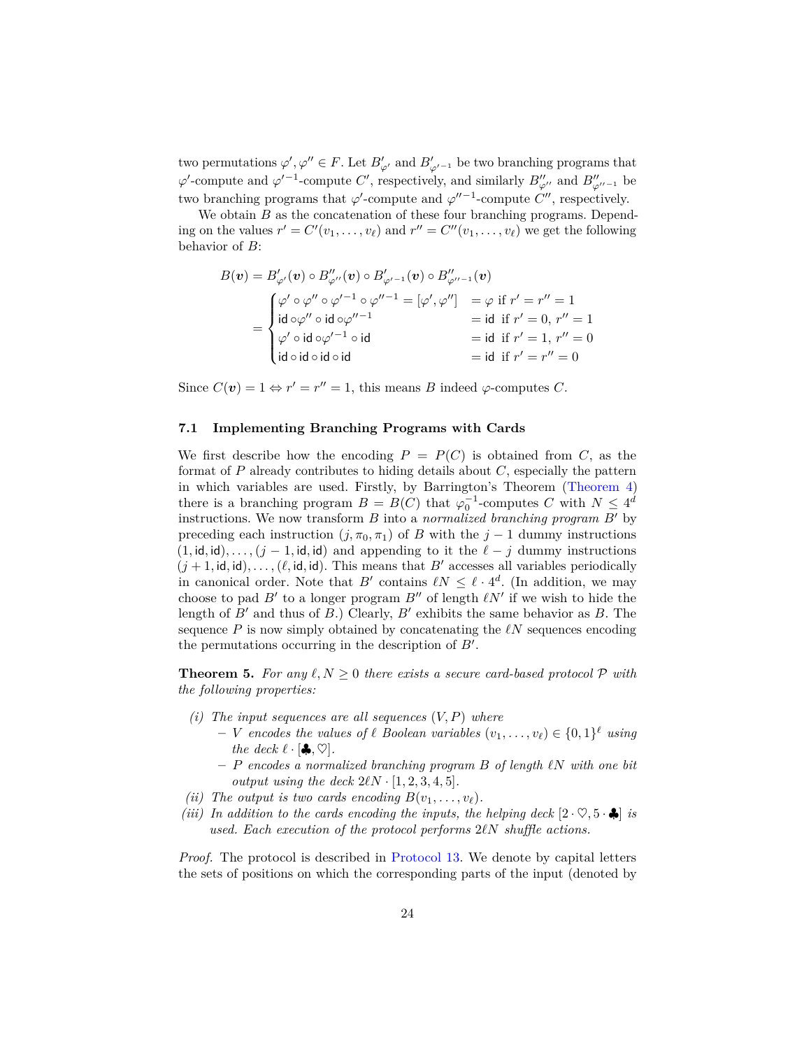two permutations $\varphi', \varphi'' \in F$. Let $B'_{\varphi'}$ and $B'_{\varphi'^{-1}}$ be two branching programs that $\varphi'$-compute and $\varphi'^{-1}$-compute $C'$, respectively, and similarly $B''_{\varphi''}$ and $B''_{\varphi''^{-1}}$ be two branching programs that $\varphi'$-compute and $\varphi''^{-1}$-compute $C''$, respectively.

We obtain $B$ as the concatenation of these four branching programs. Depending on the values $r' = C'(v_1, \ldots, v_\ell)$ and $r'' = C''(v_1, \ldots, v_\ell)$ we get the following behavior of $B$:

$$
\begin{aligned}
B(\boldsymbol{v}) &= B'_{\varphi'}(\boldsymbol{v}) \circ B''_{\varphi''}(\boldsymbol{v}) \circ B'_{\varphi'^{-1}}(\boldsymbol{v}) \circ B''_{\varphi''^{-1}}(\boldsymbol{v}) \\
&= \begin{cases}
\varphi' \circ \varphi'' \circ \varphi'^{-1} \circ \varphi''^{-1} = [\varphi', \varphi''] & = \varphi \text{ if } r' = r'' = 1 \\
\mathsf{id} \circ \varphi'' \circ \mathsf{id} \circ \varphi''^{-1} & = \mathsf{id} \text{ if } r' = 0,\ r'' = 1 \\
\varphi' \circ \mathsf{id} \circ \varphi'^{-1} \circ \mathsf{id} & = \mathsf{id} \text{ if } r' = 1,\ r'' = 0 \\
\mathsf{id} \circ \mathsf{id} \circ \mathsf{id} \circ \mathsf{id} & = \mathsf{id} \text{ if } r' = r'' = 0
\end{cases}
\end{aligned}
$$

Since $C(\boldsymbol{v}) = 1 \Leftrightarrow r' = r'' = 1$, this means $B$ indeed $\varphi$-computes $C$.

### 7.1 Implementing Branching Programs with Cards

We first describe how the encoding $P = P(C)$ is obtained from $C$, as the format of $P$ already contributes to hiding details about $C$, especially the pattern in which variables are used. Firstly, by Barrington's Theorem (Theorem 4) there is a branching program $B = B(C)$ that $\varphi_0^{-1}$-computes $C$ with $N \leq 4^d$ instructions. We now transform $B$ into a *normalized branching program* $B'$ by preceding each instruction $(j, \pi_0, \pi_1)$ of $B$ with the $j - 1$ dummy instructions $(1, \mathsf{id}, \mathsf{id}), \ldots, (j-1, \mathsf{id}, \mathsf{id})$ and appending to it the $\ell - j$ dummy instructions $(j+1, \mathsf{id}, \mathsf{id}), \ldots, (\ell, \mathsf{id}, \mathsf{id})$. This means that $B'$ accesses all variables periodically in canonical order. Note that $B'$ contains $\ell N \leq \ell \cdot 4^d$. (In addition, we may choose to pad $B'$ to a longer program $B''$ of length $\ell N'$ if we wish to hide the length of $B'$ and thus of $B$.) Clearly, $B'$ exhibits the same behavior as $B$. The sequence $P$ is now simply obtained by concatenating the $\ell N$ sequences encoding the permutations occurring in the description of $B'$.

**Theorem 5.** *For any $\ell, N \geq 0$ there exists a secure card-based protocol $\mathcal{P}$ with the following properties:*

- *(i) The input sequences are all sequences $(V, P)$ where*
  - *$V$ encodes the values of $\ell$ Boolean variables $(v_1, \ldots, v_\ell) \in \{0,1\}^\ell$ using the deck $\ell \cdot [♣, ♡]$.*
  - *$P$ encodes a normalized branching program $B$ of length $\ell N$ with one bit output using the deck $2\ell N \cdot [1, 2, 3, 4, 5]$.*
- *(ii) The output is two cards encoding $B(v_1, \ldots, v_\ell)$.*
- *(iii) In addition to the cards encoding the inputs, the helping deck $[2 \cdot ♡, 5 \cdot ♣]$ is used. Each execution of the protocol performs $2\ell N$ shuffle actions.*

*Proof.* The protocol is described in Protocol 13. We denote by capital letters the sets of positions on which the corresponding parts of the input (denoted by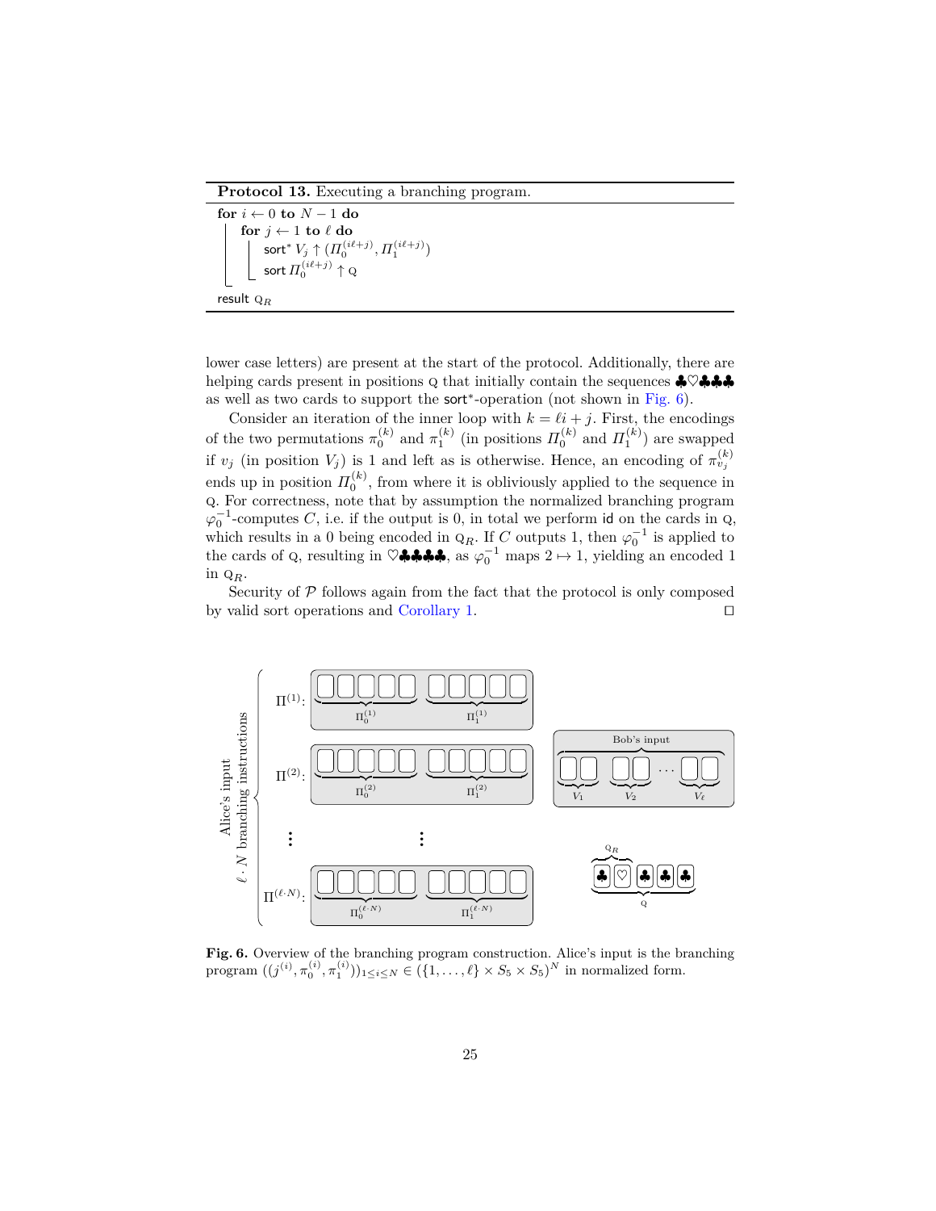**Protocol 13.** Executing a branching program.

```
for i ← 0 to N − 1 do
    for j ← 1 to ℓ do
        sort* V_j ↑ (Π_0^(iℓ+j), Π_1^(iℓ+j))
        sort Π_0^(iℓ+j) ↑ Q
result Q_R
```

lower case letters) are present at the start of the protocol. Additionally, there are helping cards present in positions Q that initially contain the sequences ♣♡♣♣♣ as well as two cards to support the sort*-operation (not shown in Fig. 6).

Consider an iteration of the inner loop with $k = \ell i + j$. First, the encodings of the two permutations $\pi_0^{(k)}$ and $\pi_1^{(k)}$ (in positions $\Pi_0^{(k)}$ and $\Pi_1^{(k)}$) are swapped if $v_j$ (in position $V_j$) is 1 and left as is otherwise. Hence, an encoding of $\pi_{v_j}^{(k)}$ ends up in position $\Pi_0^{(k)}$, from where it is obliviously applied to the sequence in Q. For correctness, note that by assumption the normalized branching program $\varphi_0^{-1}$-computes $C$, i.e. if the output is 0, in total we perform id on the cards in Q, which results in a 0 being encoded in $\text{Q}_R$. If $C$ outputs 1, then $\varphi_0^{-1}$ is applied to the cards of Q, resulting in ♡♣♣♣♣, as $\varphi_0^{-1}$ maps $2 \mapsto 1$, yielding an encoded 1 in $\text{Q}_R$.

Security of $\mathcal{P}$ follows again from the fact that the protocol is only composed by valid sort operations and Corollary 1. □

**Fig. 6.** Overview of the branching program construction. Alice's input is the branching program $((j^{(i)}, \pi_0^{(i)}, \pi_1^{(i)}))_{1 \leq i \leq N} \in (\{1, \ldots, \ell\} \times S_5 \times S_5)^N$ in normalized form.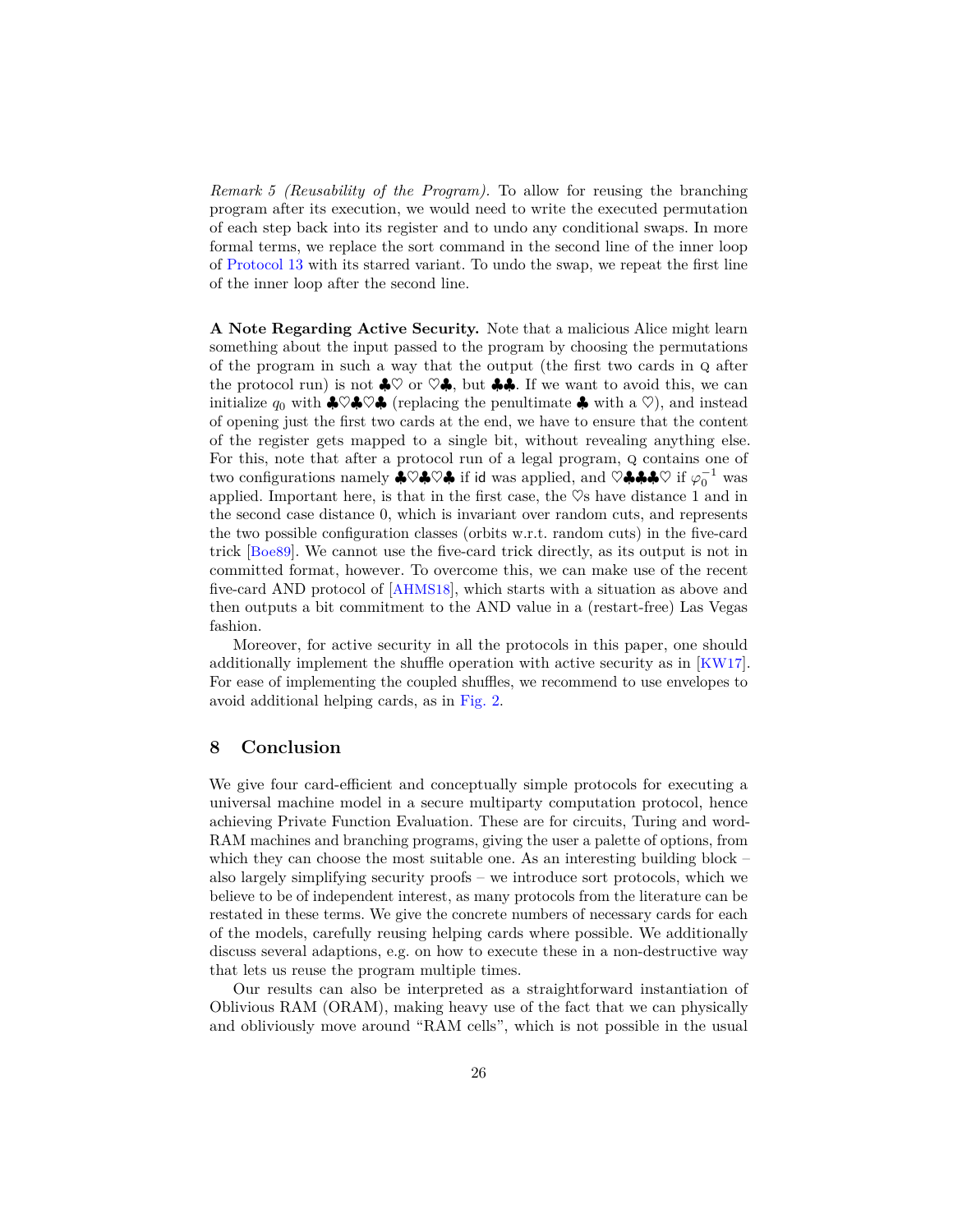*Remark 5 (Reusability of the Program).* To allow for reusing the branching program after its execution, we would need to write the executed permutation of each step back into its register and to undo any conditional swaps. In more formal terms, we replace the sort command in the second line of the inner loop of Protocol 13 with its starred variant. To undo the swap, we repeat the first line of the inner loop after the second line.

**A Note Regarding Active Security.** Note that a malicious Alice might learn something about the input passed to the program by choosing the permutations of the program in such a way that the output (the first two cards in Q after the protocol run) is not ♣♡ or ♡♣, but ♣♣. If we want to avoid this, we can initialize $q_0$ with ♣♡♣♡♣ (replacing the penultimate ♣ with a ♡), and instead of opening just the first two cards at the end, we have to ensure that the content of the register gets mapped to a single bit, without revealing anything else. For this, note that after a protocol run of a legal program, Q contains one of two configurations namely ♣♡♣♡♣ if id was applied, and ♡♣♣♣♡ if $\varphi_0^{-1}$ was applied. Important here, is that in the first case, the ♡s have distance 1 and in the second case distance 0, which is invariant over random cuts, and represents the two possible configuration classes (orbits w.r.t. random cuts) in the five-card trick [Boe89]. We cannot use the five-card trick directly, as its output is not in committed format, however. To overcome this, we can make use of the recent five-card AND protocol of [AHMS18], which starts with a situation as above and then outputs a bit commitment to the AND value in a (restart-free) Las Vegas fashion.

Moreover, for active security in all the protocols in this paper, one should additionally implement the shuffle operation with active security as in [KW17]. For ease of implementing the coupled shuffles, we recommend to use envelopes to avoid additional helping cards, as in Fig. 2.

## 8 Conclusion

We give four card-efficient and conceptually simple protocols for executing a universal machine model in a secure multiparty computation protocol, hence achieving Private Function Evaluation. These are for circuits, Turing and word-RAM machines and branching programs, giving the user a palette of options, from which they can choose the most suitable one. As an interesting building block – also largely simplifying security proofs – we introduce sort protocols, which we believe to be of independent interest, as many protocols from the literature can be restated in these terms. We give the concrete numbers of necessary cards for each of the models, carefully reusing helping cards where possible. We additionally discuss several adaptions, e.g. on how to execute these in a non-destructive way that lets us reuse the program multiple times.

Our results can also be interpreted as a straightforward instantiation of Oblivious RAM (ORAM), making heavy use of the fact that we can physically and obliviously move around "RAM cells", which is not possible in the usual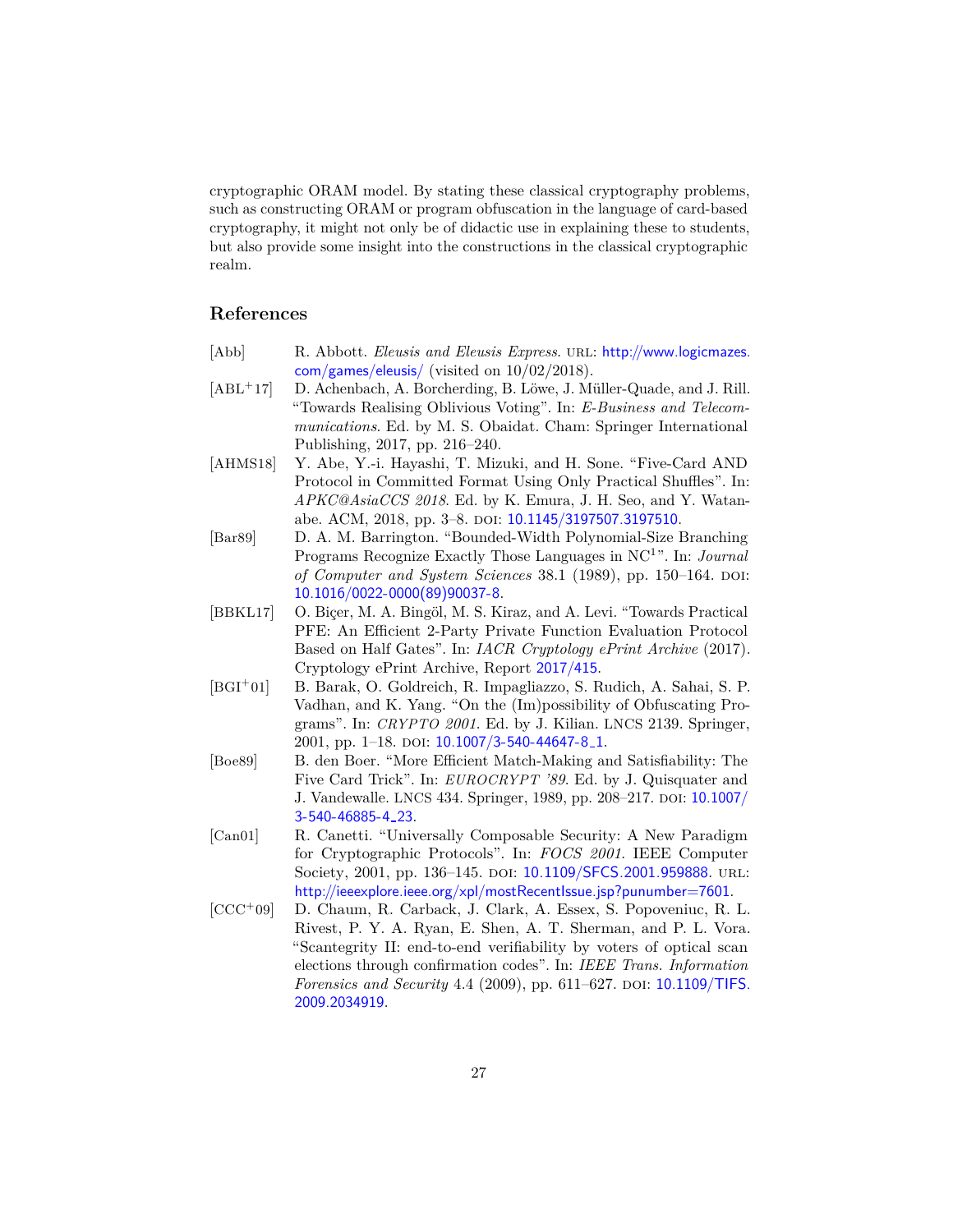cryptographic ORAM model. By stating these classical cryptography problems, such as constructing ORAM or program obfuscation in the language of card-based cryptography, it might not only be of didactic use in explaining these to students, but also provide some insight into the constructions in the classical cryptographic realm.

## References

- [Abb] R. Abbott. *Eleusis and Eleusis Express*. URL: http://www.logicmazes.com/games/eleusis/ (visited on 10/02/2018).
- [ABL+17] D. Achenbach, A. Borcherding, B. Löwe, J. Müller-Quade, and J. Rill. "Towards Realising Oblivious Voting". In: *E-Business and Telecommunications*. Ed. by M. S. Obaidat. Cham: Springer International Publishing, 2017, pp. 216–240.
- [AHMS18] Y. Abe, Y.-i. Hayashi, T. Mizuki, and H. Sone. "Five-Card AND Protocol in Committed Format Using Only Practical Shuffles". In: *APKC@AsiaCCS 2018*. Ed. by K. Emura, J. H. Seo, and Y. Watanabe. ACM, 2018, pp. 3–8. DOI: 10.1145/3197507.3197510.
- [Bar89] D. A. M. Barrington. "Bounded-Width Polynomial-Size Branching Programs Recognize Exactly Those Languages in $NC^1$". In: *Journal of Computer and System Sciences* 38.1 (1989), pp. 150–164. DOI: 10.1016/0022-0000(89)90037-8.
- [BBKL17] O. Biçer, M. A. Bingöl, M. S. Kiraz, and A. Levi. "Towards Practical PFE: An Efficient 2-Party Private Function Evaluation Protocol Based on Half Gates". In: *IACR Cryptology ePrint Archive* (2017). Cryptology ePrint Archive, Report 2017/415.
- [BGI+01] B. Barak, O. Goldreich, R. Impagliazzo, S. Rudich, A. Sahai, S. P. Vadhan, and K. Yang. "On the (Im)possibility of Obfuscating Programs". In: *CRYPTO 2001*. Ed. by J. Kilian. LNCS 2139. Springer, 2001, pp. 1–18. DOI: 10.1007/3-540-44647-8_1.
- [Boe89] B. den Boer. "More Efficient Match-Making and Satisfiability: The Five Card Trick". In: *EUROCRYPT '89*. Ed. by J. Quisquater and J. Vandewalle. LNCS 434. Springer, 1989, pp. 208–217. DOI: 10.1007/3-540-46885-4_23.
- [Can01] R. Canetti. "Universally Composable Security: A New Paradigm for Cryptographic Protocols". In: *FOCS 2001*. IEEE Computer Society, 2001, pp. 136–145. DOI: 10.1109/SFCS.2001.959888. URL: http://ieeexplore.ieee.org/xpl/mostRecentIssue.jsp?punumber=7601.
- [CCC+09] D. Chaum, R. Carback, J. Clark, A. Essex, S. Popoveniuc, R. L. Rivest, P. Y. A. Ryan, E. Shen, A. T. Sherman, and P. L. Vora. "Scantegrity II: end-to-end verifiability by voters of optical scan elections through confirmation codes". In: *IEEE Trans. Information Forensics and Security* 4.4 (2009), pp. 611–627. DOI: 10.1109/TIFS.2009.2034919.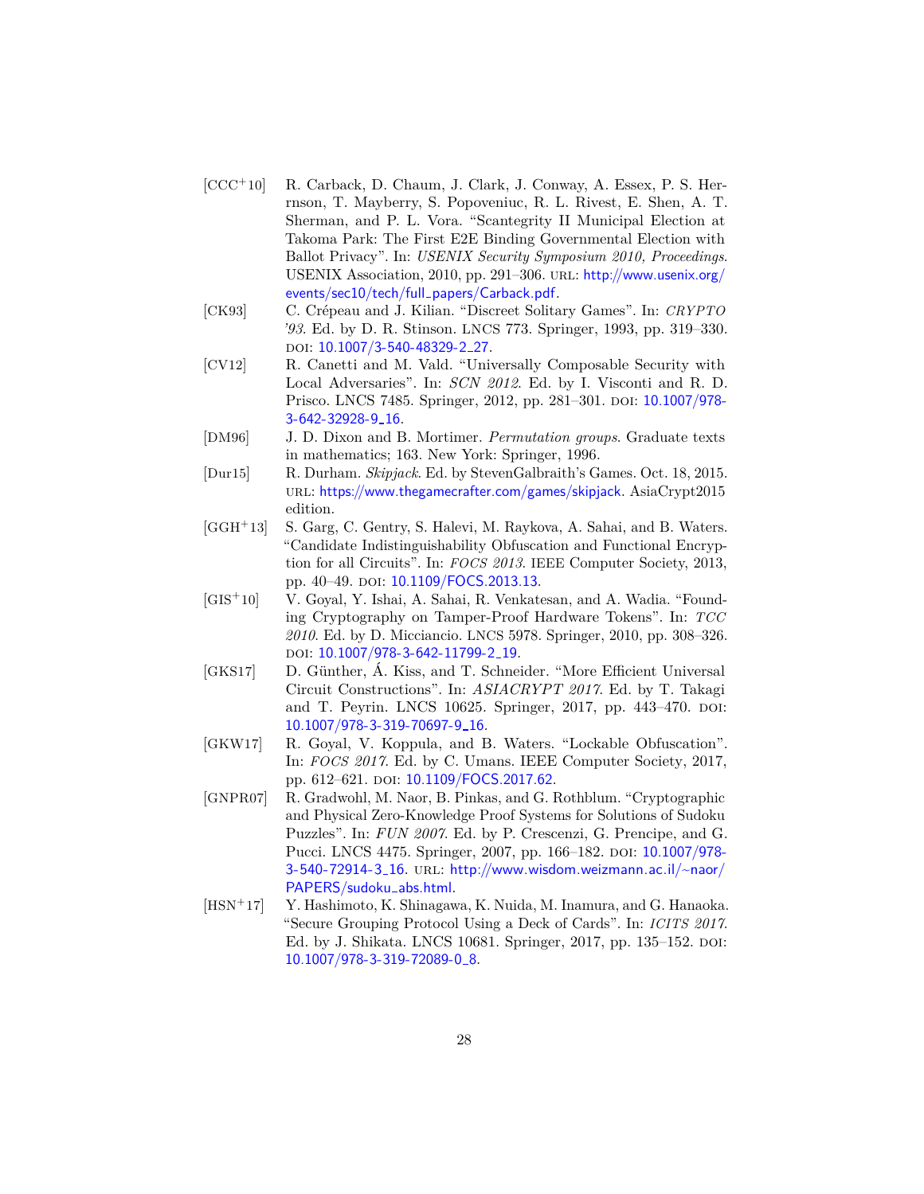[CCC+10] R. Carback, D. Chaum, J. Clark, J. Conway, A. Essex, P. S. Herrnson, T. Mayberry, S. Popoveniuc, R. L. Rivest, E. Shen, A. T. Sherman, and P. L. Vora. "Scantegrity II Municipal Election at Takoma Park: The First E2E Binding Governmental Election with Ballot Privacy". In: *USENIX Security Symposium 2010, Proceedings*. USENIX Association, 2010, pp. 291–306. URL: http://www.usenix.org/events/sec10/tech/full_papers/Carback.pdf.

[CK93] C. Crépeau and J. Kilian. "Discreet Solitary Games". In: *CRYPTO '93*. Ed. by D. R. Stinson. LNCS 773. Springer, 1993, pp. 319–330. DOI: 10.1007/3-540-48329-2_27.

[CV12] R. Canetti and M. Vald. "Universally Composable Security with Local Adversaries". In: *SCN 2012*. Ed. by I. Visconti and R. D. Prisco. LNCS 7485. Springer, 2012, pp. 281–301. DOI: 10.1007/978-3-642-32928-9_16.

[DM96] J. D. Dixon and B. Mortimer. *Permutation groups*. Graduate texts in mathematics; 163. New York: Springer, 1996.

[Dur15] R. Durham. *Skipjack*. Ed. by StevenGalbraith's Games. Oct. 18, 2015. URL: https://www.thegamecrafter.com/games/skipjack. AsiaCrypt2015 edition.

[GGH+13] S. Garg, C. Gentry, S. Halevi, M. Raykova, A. Sahai, and B. Waters. "Candidate Indistinguishability Obfuscation and Functional Encryption for all Circuits". In: *FOCS 2013*. IEEE Computer Society, 2013, pp. 40–49. DOI: 10.1109/FOCS.2013.13.

[GIS+10] V. Goyal, Y. Ishai, A. Sahai, R. Venkatesan, and A. Wadia. "Founding Cryptography on Tamper-Proof Hardware Tokens". In: *TCC 2010*. Ed. by D. Micciancio. LNCS 5978. Springer, 2010, pp. 308–326. DOI: 10.1007/978-3-642-11799-2_19.

[GKS17] D. Günther, Á. Kiss, and T. Schneider. "More Efficient Universal Circuit Constructions". In: *ASIACRYPT 2017*. Ed. by T. Takagi and T. Peyrin. LNCS 10625. Springer, 2017, pp. 443–470. DOI: 10.1007/978-3-319-70697-9_16.

[GKW17] R. Goyal, V. Koppula, and B. Waters. "Lockable Obfuscation". In: *FOCS 2017*. Ed. by C. Umans. IEEE Computer Society, 2017, pp. 612–621. DOI: 10.1109/FOCS.2017.62.

[GNPR07] R. Gradwohl, M. Naor, B. Pinkas, and G. Rothblum. "Cryptographic and Physical Zero-Knowledge Proof Systems for Solutions of Sudoku Puzzles". In: *FUN 2007*. Ed. by P. Crescenzi, G. Prencipe, and G. Pucci. LNCS 4475. Springer, 2007, pp. 166–182. DOI: 10.1007/978-3-540-72914-3_16. URL: http://www.wisdom.weizmann.ac.il/~naor/PAPERS/sudoku_abs.html.

[HSN+17] Y. Hashimoto, K. Shinagawa, K. Nuida, M. Inamura, and G. Hanaoka. "Secure Grouping Protocol Using a Deck of Cards". In: *ICITS 2017*. Ed. by J. Shikata. LNCS 10681. Springer, 2017, pp. 135–152. DOI: 10.1007/978-3-319-72089-0_8.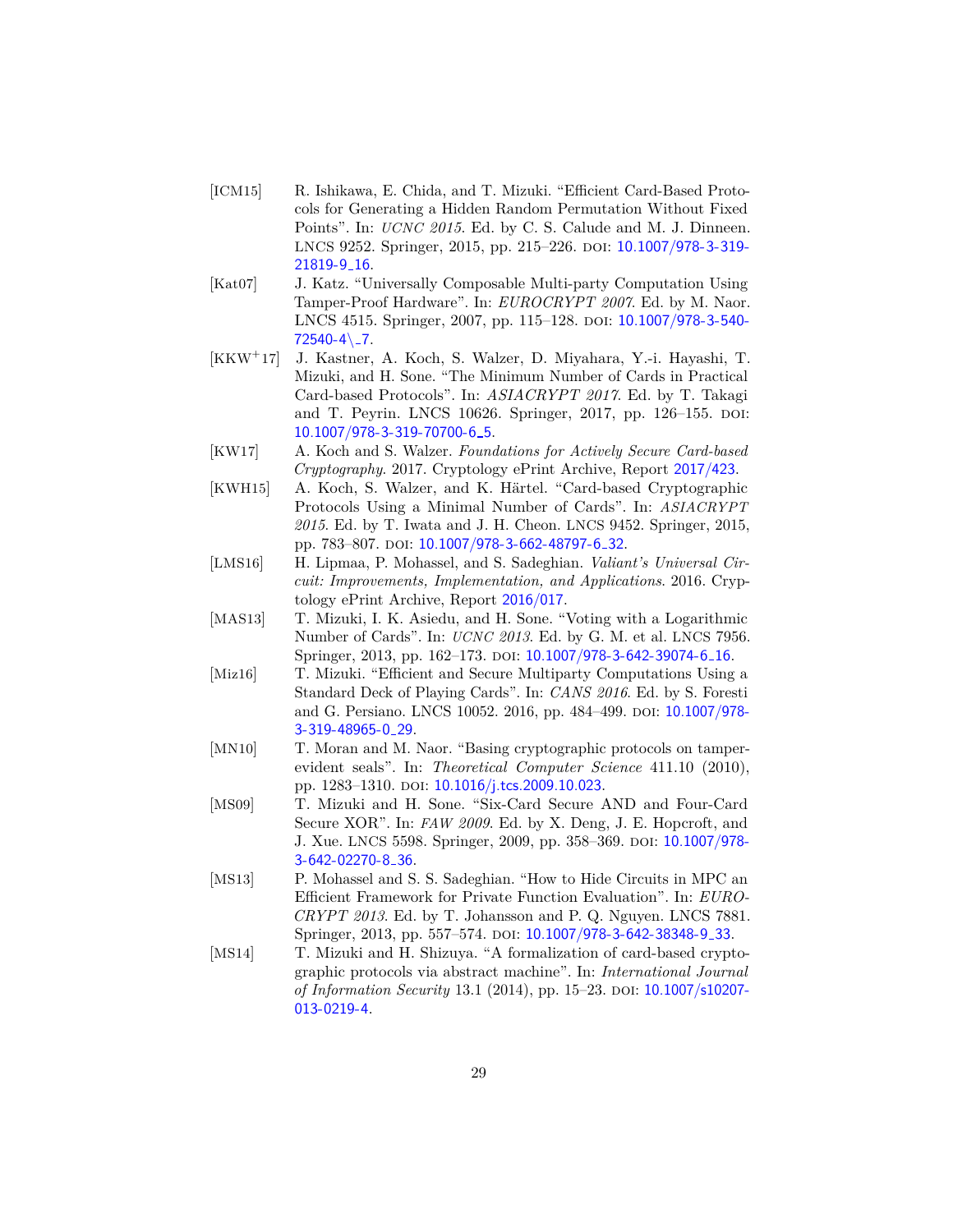[ICM15] R. Ishikawa, E. Chida, and T. Mizuki. "Efficient Card-Based Protocols for Generating a Hidden Random Permutation Without Fixed Points". In: *UCNC 2015*. Ed. by C. S. Calude and M. J. Dinneen. LNCS 9252. Springer, 2015, pp. 215–226. DOI: 10.1007/978-3-319-21819-9_16.

[Kat07] J. Katz. "Universally Composable Multi-party Computation Using Tamper-Proof Hardware". In: *EUROCRYPT 2007*. Ed. by M. Naor. LNCS 4515. Springer, 2007, pp. 115–128. DOI: 10.1007/978-3-540-72540-4\_7.

[KKW+17] J. Kastner, A. Koch, S. Walzer, D. Miyahara, Y.-i. Hayashi, T. Mizuki, and H. Sone. "The Minimum Number of Cards in Practical Card-based Protocols". In: *ASIACRYPT 2017*. Ed. by T. Takagi and T. Peyrin. LNCS 10626. Springer, 2017, pp. 126–155. DOI: 10.1007/978-3-319-70700-6_5.

[KW17] A. Koch and S. Walzer. *Foundations for Actively Secure Card-based Cryptography*. 2017. Cryptology ePrint Archive, Report 2017/423.

[KWH15] A. Koch, S. Walzer, and K. Härtel. "Card-based Cryptographic Protocols Using a Minimal Number of Cards". In: *ASIACRYPT 2015*. Ed. by T. Iwata and J. H. Cheon. LNCS 9452. Springer, 2015, pp. 783–807. DOI: 10.1007/978-3-662-48797-6_32.

[LMS16] H. Lipmaa, P. Mohassel, and S. Sadeghian. *Valiant's Universal Circuit: Improvements, Implementation, and Applications*. 2016. Cryptology ePrint Archive, Report 2016/017.

[MAS13] T. Mizuki, I. K. Asiedu, and H. Sone. "Voting with a Logarithmic Number of Cards". In: *UCNC 2013*. Ed. by G. M. et al. LNCS 7956. Springer, 2013, pp. 162–173. DOI: 10.1007/978-3-642-39074-6_16.

[Miz16] T. Mizuki. "Efficient and Secure Multiparty Computations Using a Standard Deck of Playing Cards". In: *CANS 2016*. Ed. by S. Foresti and G. Persiano. LNCS 10052. 2016, pp. 484–499. DOI: 10.1007/978-3-319-48965-0_29.

[MN10] T. Moran and M. Naor. "Basing cryptographic protocols on tamper-evident seals". In: *Theoretical Computer Science* 411.10 (2010), pp. 1283–1310. DOI: 10.1016/j.tcs.2009.10.023.

[MS09] T. Mizuki and H. Sone. "Six-Card Secure AND and Four-Card Secure XOR". In: *FAW 2009*. Ed. by X. Deng, J. E. Hopcroft, and J. Xue. LNCS 5598. Springer, 2009, pp. 358–369. DOI: 10.1007/978-3-642-02270-8_36.

[MS13] P. Mohassel and S. S. Sadeghian. "How to Hide Circuits in MPC an Efficient Framework for Private Function Evaluation". In: *EUROCRYPT 2013*. Ed. by T. Johansson and P. Q. Nguyen. LNCS 7881. Springer, 2013, pp. 557–574. DOI: 10.1007/978-3-642-38348-9_33.

[MS14] T. Mizuki and H. Shizuya. "A formalization of card-based cryptographic protocols via abstract machine". In: *International Journal of Information Security* 13.1 (2014), pp. 15–23. DOI: 10.1007/s10207-013-0219-4.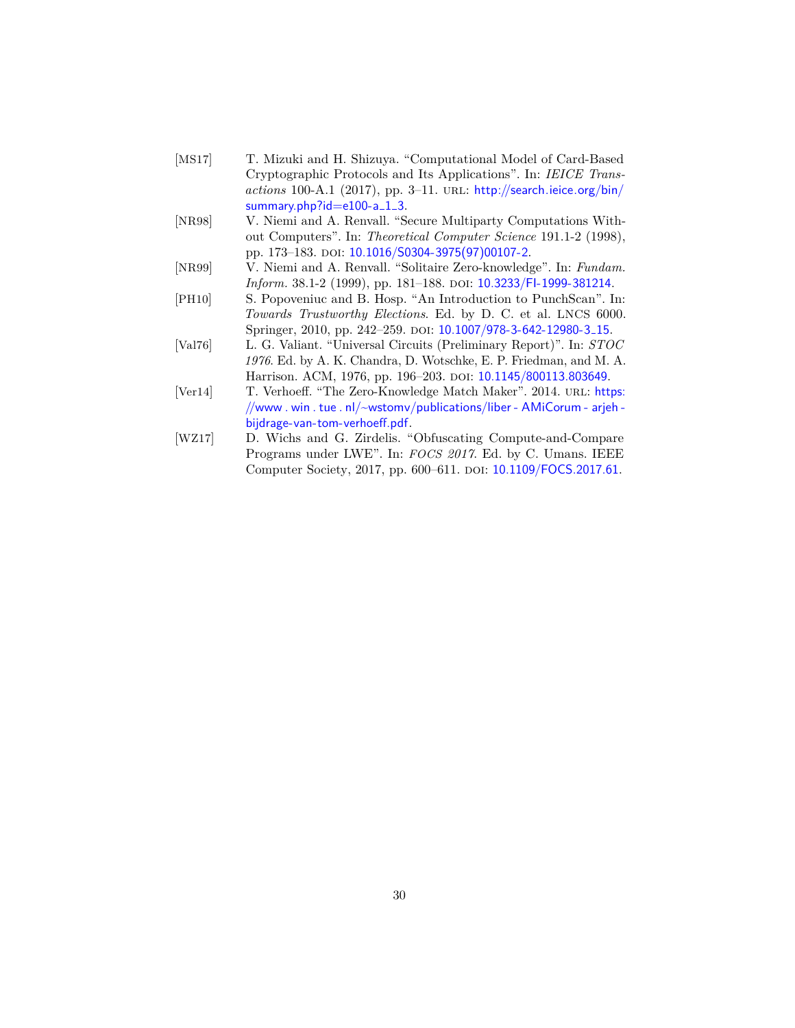[MS17] T. Mizuki and H. Shizuya. "Computational Model of Card-Based Cryptographic Protocols and Its Applications". In: *IEICE Transactions* 100-A.1 (2017), pp. 3–11. URL: http://search.ieice.org/bin/summary.php?id=e100-a_1_3.

[NR98] V. Niemi and A. Renvall. "Secure Multiparty Computations Without Computers". In: *Theoretical Computer Science* 191.1-2 (1998), pp. 173–183. DOI: 10.1016/S0304-3975(97)00107-2.

[NR99] V. Niemi and A. Renvall. "Solitaire Zero-knowledge". In: *Fundam. Inform.* 38.1-2 (1999), pp. 181–188. DOI: 10.3233/FI-1999-381214.

[PH10] S. Popoveniuc and B. Hosp. "An Introduction to PunchScan". In: *Towards Trustworthy Elections*. Ed. by D. C. et al. LNCS 6000. Springer, 2010, pp. 242–259. DOI: 10.1007/978-3-642-12980-3_15.

[Val76] L. G. Valiant. "Universal Circuits (Preliminary Report)". In: *STOC 1976*. Ed. by A. K. Chandra, D. Wotschke, E. P. Friedman, and M. A. Harrison. ACM, 1976, pp. 196–203. DOI: 10.1145/800113.803649.

[Ver14] T. Verhoeff. "The Zero-Knowledge Match Maker". 2014. URL: https://www.win.tue.nl/~wstomv/publications/liber-AMiCorum-arjeh-bijdrage-van-tom-verhoeff.pdf.

[WZ17] D. Wichs and G. Zirdelis. "Obfuscating Compute-and-Compare Programs under LWE". In: *FOCS 2017*. Ed. by C. Umans. IEEE Computer Society, 2017, pp. 600–611. DOI: 10.1109/FOCS.2017.61.